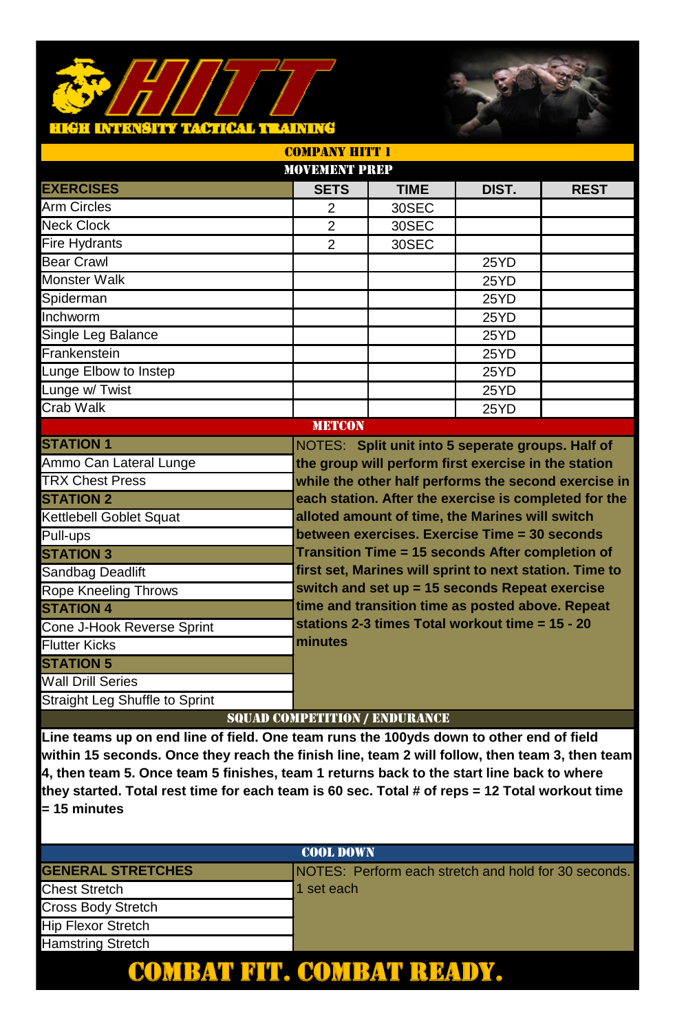# HITT

**HIGH INTENSITY TACTICAL TRAINING**

## COMPANY HITT 1

### MOVEMENT PREP

| EXERCISES | SETS | TIME | DIST. | REST |
|---|---|---|---|---|
| Arm Circles | 2 | 30SEC | | |
| Neck Clock | 2 | 30SEC | | |
| Fire Hydrants | 2 | 30SEC | | |
| Bear Crawl | | | 25YD | |
| Monster Walk | | | 25YD | |
| Spiderman | | | 25YD | |
| Inchworm | | | 25YD | |
| Single Leg Balance | | | 25YD | |
| Frankenstein | | | 25YD | |
| Lunge Elbow to Instep | | | 25YD | |
| Lunge w/ Twist | | | 25YD | |
| Crab Walk | | | 25YD | |

### METCON

**STATION 1**
- Ammo Can Lateral Lunge
- TRX Chest Press

**STATION 2**
- Kettlebell Goblet Squat
- Pull-ups

**STATION 3**
- Sandbag Deadlift
- Rope Kneeling Throws

**STATION 4**
- Cone J-Hook Reverse Sprint
- Flutter Kicks

**STATION 5**
- Wall Drill Series
- Straight Leg Shuffle to Sprint

NOTES: **Split unit into 5 seperate groups. Half of the group will perform first exercise in the station while the other half performs the second exercise in each station. After the exercise is completed for the alloted amount of time, the Marines will switch between exercises. Exercise Time = 30 seconds Transition Time = 15 seconds After completion of first set, Marines will sprint to next station. Time to switch and set up = 15 seconds Repeat exercise time and transition time as posted above. Repeat stations 2-3 times Total workout time = 15 - 20 minutes**

### SQUAD COMPETITION / ENDURANCE

**Line teams up on end line of field. One team runs the 100yds down to other end of field within 15 seconds. Once they reach the finish line, team 2 will follow, then team 3, then team 4, then team 5. Once team 5 finishes, team 1 returns back to the start line back to where they started. Total rest time for each team is 60 sec. Total # of reps = 12 Total workout time = 15 minutes**

### COOL DOWN

**GENERAL STRETCHES**
- Chest Stretch
- Cross Body Stretch
- Hip Flexor Stretch
- Hamstring Stretch

NOTES: Perform each stretch and hold for 30 seconds. 1 set each

**COMBAT FIT. COMBAT READY.**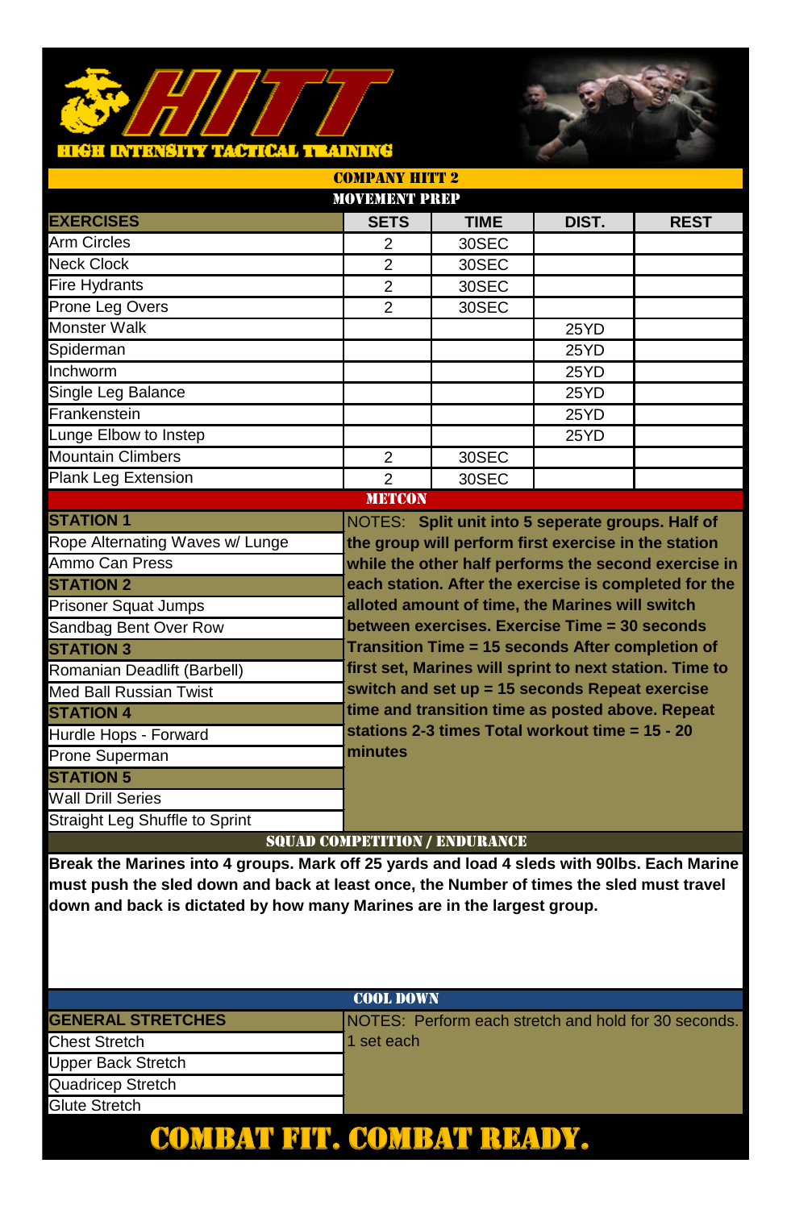# HITT

**HIGH INTENSITY TACTICAL TRAINING**

## COMPANY HITT 2

### MOVEMENT PREP

| EXERCISES | SETS | TIME | DIST. | REST |
|---|---|---|---|---|
| Arm Circles | 2 | 30SEC | | |
| Neck Clock | 2 | 30SEC | | |
| Fire Hydrants | 2 | 30SEC | | |
| Prone Leg Overs | 2 | 30SEC | | |
| Monster Walk | | | 25YD | |
| Spiderman | | | 25YD | |
| Inchworm | | | 25YD | |
| Single Leg Balance | | | 25YD | |
| Frankenstein | | | 25YD | |
| Lunge Elbow to Instep | | | 25YD | |
| Mountain Climbers | 2 | 30SEC | | |
| Plank Leg Extension | 2 | 30SEC | | |

### METCON

**STATION 1**
- Rope Alternating Waves w/ Lunge
- Ammo Can Press

**STATION 2**
- Prisoner Squat Jumps
- Sandbag Bent Over Row

**STATION 3**
- Romanian Deadlift (Barbell)
- Med Ball Russian Twist

**STATION 4**
- Hurdle Hops - Forward
- Prone Superman

**STATION 5**
- Wall Drill Series
- Straight Leg Shuffle to Sprint

NOTES: **Split unit into 5 seperate groups. Half of the group will perform first exercise in the station while the other half performs the second exercise in each station. After the exercise is completed for the alloted amount of time, the Marines will switch between exercises. Exercise Time = 30 seconds Transition Time = 15 seconds After completion of first set, Marines will sprint to next station. Time to switch and set up = 15 seconds Repeat exercise time and transition time as posted above. Repeat stations 2-3 times Total workout time = 15 - 20 minutes**

### SQUAD COMPETITION / ENDURANCE

**Break the Marines into 4 groups. Mark off 25 yards and load 4 sleds with 90lbs. Each Marine must push the sled down and back at least once, the Number of times the sled must travel down and back is dictated by how many Marines are in the largest group.**

### COOL DOWN

**GENERAL STRETCHES**
- Chest Stretch
- Upper Back Stretch
- Quadricep Stretch
- Glute Stretch

NOTES: Perform each stretch and hold for 30 seconds. 1 set each

**COMBAT FIT. COMBAT READY.**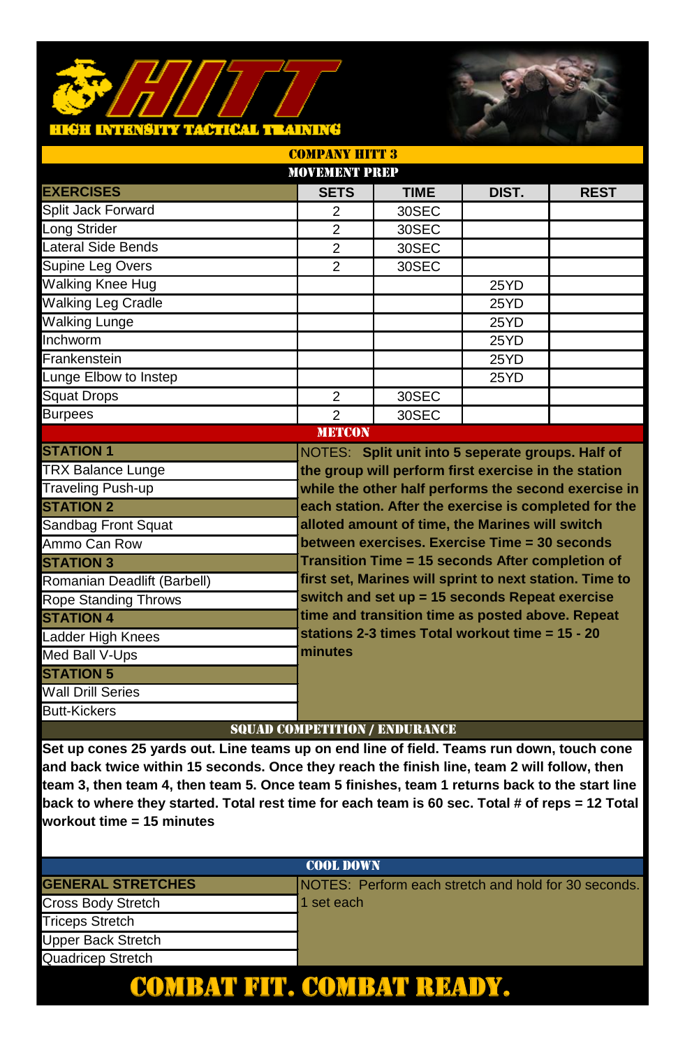# HITT

**HIGH INTENSITY TACTICAL TRAINING**

## COMPANY HITT 3

### MOVEMENT PREP

| EXERCISES | SETS | TIME | DIST. | REST |
|---|---|---|---|---|
| Split Jack Forward | 2 | 30SEC | | |
| Long Strider | 2 | 30SEC | | |
| Lateral Side Bends | 2 | 30SEC | | |
| Supine Leg Overs | 2 | 30SEC | | |
| Walking Knee Hug | | | 25YD | |
| Walking Leg Cradle | | | 25YD | |
| Walking Lunge | | | 25YD | |
| Inchworm | | | 25YD | |
| Frankenstein | | | 25YD | |
| Lunge Elbow to Instep | | | 25YD | |
| Squat Drops | 2 | 30SEC | | |
| Burpees | 2 | 30SEC | | |

### METCON

**STATION 1**
- TRX Balance Lunge
- Traveling Push-up

**STATION 2**
- Sandbag Front Squat
- Ammo Can Row

**STATION 3**
- Romanian Deadlift (Barbell)
- Rope Standing Throws

**STATION 4**
- Ladder High Knees
- Med Ball V-Ups

**STATION 5**
- Wall Drill Series
- Butt-Kickers

NOTES: **Split unit into 5 seperate groups. Half of the group will perform first exercise in the station while the other half performs the second exercise in each station. After the exercise is completed for the alloted amount of time, the Marines will switch between exercises. Exercise Time = 30 seconds Transition Time = 15 seconds After completion of first set, Marines will sprint to next station. Time to switch and set up = 15 seconds Repeat exercise time and transition time as posted above. Repeat stations 2-3 times Total workout time = 15 - 20 minutes**

### SQUAD COMPETITION / ENDURANCE

**Set up cones 25 yards out. Line teams up on end line of field. Teams run down, touch cone and back twice within 15 seconds. Once they reach the finish line, team 2 will follow, then team 3, then team 4, then team 5. Once team 5 finishes, team 1 returns back to the start line back to where they started. Total rest time for each team is 60 sec. Total # of reps = 12 Total workout time = 15 minutes**

### COOL DOWN

**GENERAL STRETCHES**
- Cross Body Stretch
- Triceps Stretch
- Upper Back Stretch
- Quadricep Stretch

NOTES: Perform each stretch and hold for 30 seconds. 1 set each

**COMBAT FIT. COMBAT READY.**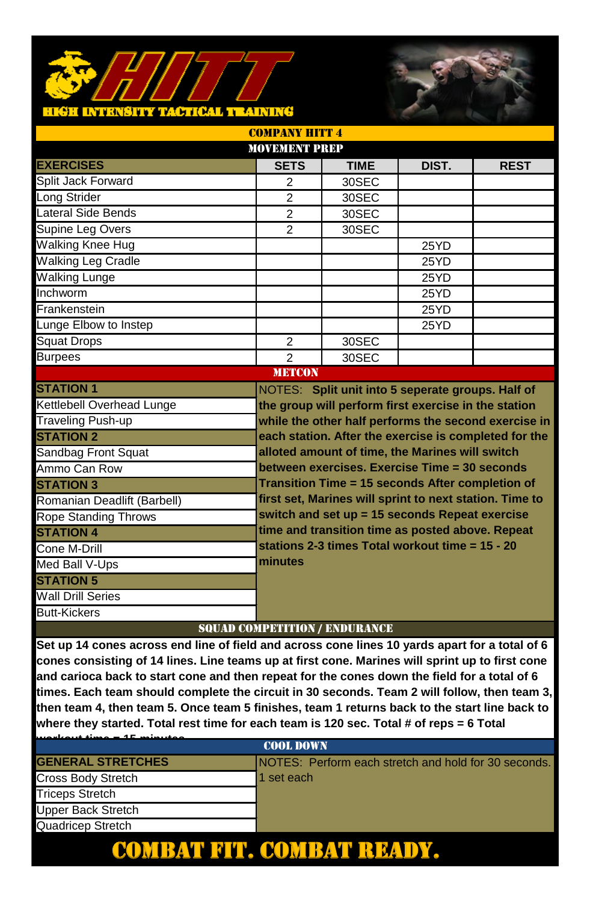# HITT

HIGH INTENSITY TACTICAL TRAINING

## COMPANY HITT 4

### MOVEMENT PREP

| EXERCISES | SETS | TIME | DIST. | REST |
|---|---|---|---|---|
| Split Jack Forward | 2 | 30SEC | | |
| Long Strider | 2 | 30SEC | | |
| Lateral Side Bends | 2 | 30SEC | | |
| Supine Leg Overs | 2 | 30SEC | | |
| Walking Knee Hug | | | 25YD | |
| Walking Leg Cradle | | | 25YD | |
| Walking Lunge | | | 25YD | |
| Inchworm | | | 25YD | |
| Frankenstein | | | 25YD | |
| Lunge Elbow to Instep | | | 25YD | |
| Squat Drops | 2 | 30SEC | | |
| Burpees | 2 | 30SEC | | |

### METCON

**STATION 1**
- Kettlebell Overhead Lunge
- Traveling Push-up

**STATION 2**
- Sandbag Front Squat
- Ammo Can Row

**STATION 3**
- Romanian Deadlift (Barbell)
- Rope Standing Throws

**STATION 4**
- Cone M-Drill
- Med Ball V-Ups

**STATION 5**
- Wall Drill Series
- Butt-Kickers

NOTES: **Split unit into 5 seperate groups. Half of the group will perform first exercise in the station while the other half performs the second exercise in each station. After the exercise is completed for the alloted amount of time, the Marines will switch between exercises. Exercise Time = 30 seconds Transition Time = 15 seconds After completion of first set, Marines will sprint to next station. Time to switch and set up = 15 seconds Repeat exercise time and transition time as posted above. Repeat stations 2-3 times Total workout time = 15 - 20 minutes**

### SQUAD COMPETITION / ENDURANCE

**Set up 14 cones across end line of field and across cone lines 10 yards apart for a total of 6 cones consisting of 14 lines. Line teams up at first cone. Marines will sprint up to first cone and carioca back to start cone and then repeat for the cones down the field for a total of 6 times. Each team should complete the circuit in 30 seconds. Team 2 will follow, then team 3, then team 4, then team 5. Once team 5 finishes, team 1 returns back to the start line back to where they started. Total rest time for each team is 120 sec. Total # of reps = 6 Total workout time = 15 minutes**

### COOL DOWN

**GENERAL STRETCHES**
- Cross Body Stretch
- Triceps Stretch
- Upper Back Stretch
- Quadricep Stretch

NOTES: Perform each stretch and hold for 30 seconds. 1 set each

**COMBAT FIT. COMBAT READY.**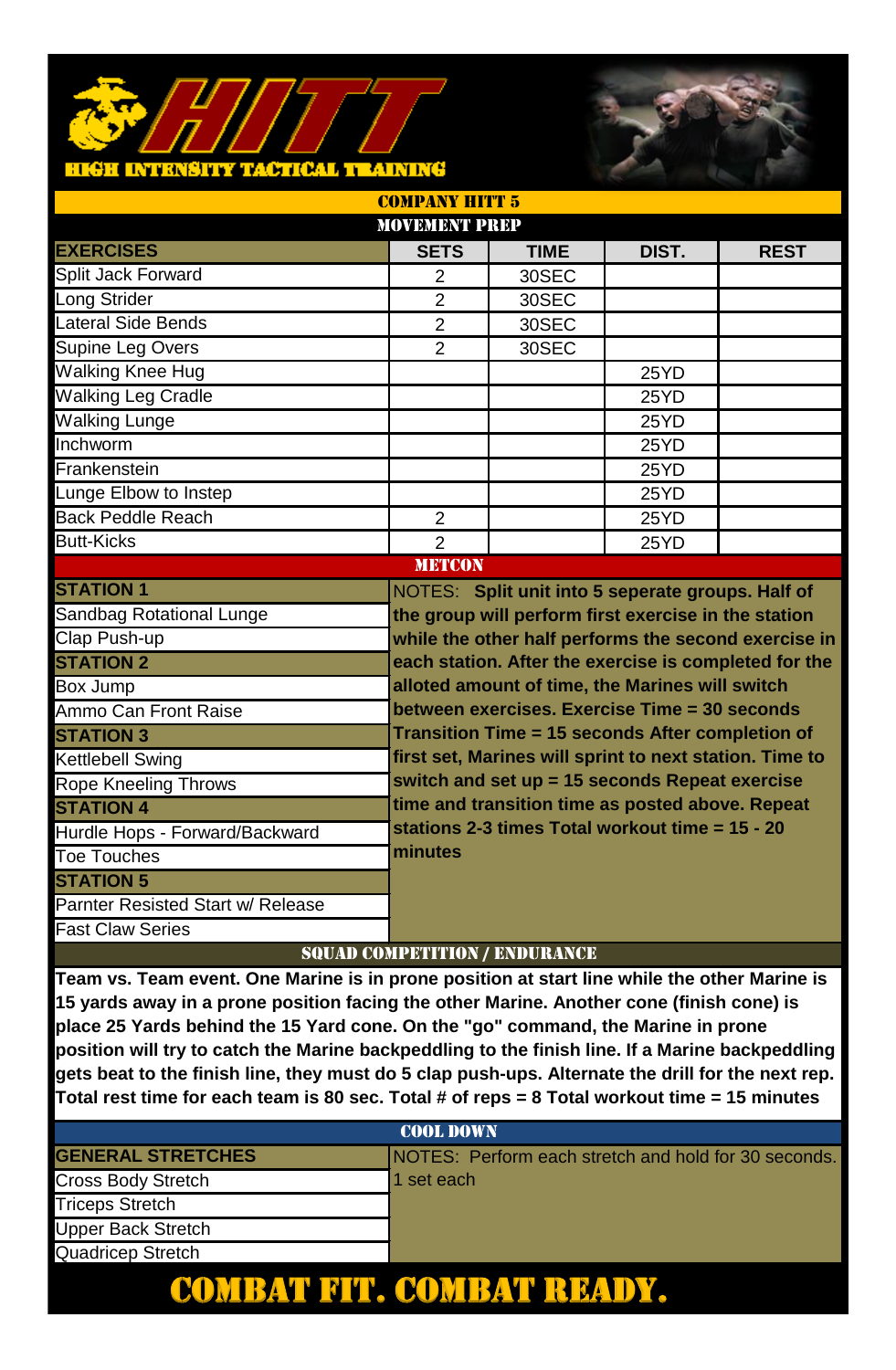# HITT
**HIGH INTENSITY TACTICAL TRAINING**

## COMPANY HITT 5

### MOVEMENT PREP

| EXERCISES | SETS | TIME | DIST. | REST |
|---|---|---|---|---|
| Split Jack Forward | 2 | 30SEC | | |
| Long Strider | 2 | 30SEC | | |
| Lateral Side Bends | 2 | 30SEC | | |
| Supine Leg Overs | 2 | 30SEC | | |
| Walking Knee Hug | | | 25YD | |
| Walking Leg Cradle | | | 25YD | |
| Walking Lunge | | | 25YD | |
| Inchworm | | | 25YD | |
| Frankenstein | | | 25YD | |
| Lunge Elbow to Instep | | | 25YD | |
| Back Peddle Reach | 2 | | 25YD | |
| Butt-Kicks | 2 | | 25YD | |

### METCON

**STATION 1**
- Sandbag Rotational Lunge
- Clap Push-up

**STATION 2**
- Box Jump
- Ammo Can Front Raise

**STATION 3**
- Kettlebell Swing
- Rope Kneeling Throws

**STATION 4**
- Hurdle Hops - Forward/Backward
- Toe Touches

**STATION 5**
- Parnter Resisted Start w/ Release
- Fast Claw Series

NOTES: **Split unit into 5 seperate groups. Half of the group will perform first exercise in the station while the other half performs the second exercise in each station. After the exercise is completed for the alloted amount of time, the Marines will switch between exercises. Exercise Time = 30 seconds Transition Time = 15 seconds After completion of first set, Marines will sprint to next station. Time to switch and set up = 15 seconds Repeat exercise time and transition time as posted above. Repeat stations 2-3 times Total workout time = 15 - 20 minutes**

### SQUAD COMPETITION / ENDURANCE

**Team vs. Team event. One Marine is in prone position at start line while the other Marine is 15 yards away in a prone position facing the other Marine. Another cone (finish cone) is place 25 Yards behind the 15 Yard cone. On the "go" command, the Marine in prone position will try to catch the Marine backpeddling to the finish line. If a Marine backpeddling gets beat to the finish line, they must do 5 clap push-ups. Alternate the drill for the next rep. Total rest time for each team is 80 sec. Total # of reps = 8 Total workout time = 15 minutes**

### COOL DOWN

**GENERAL STRETCHES**
- Cross Body Stretch
- Triceps Stretch
- Upper Back Stretch
- Quadricep Stretch

NOTES: Perform each stretch and hold for 30 seconds. 1 set each

## COMBAT FIT. COMBAT READY.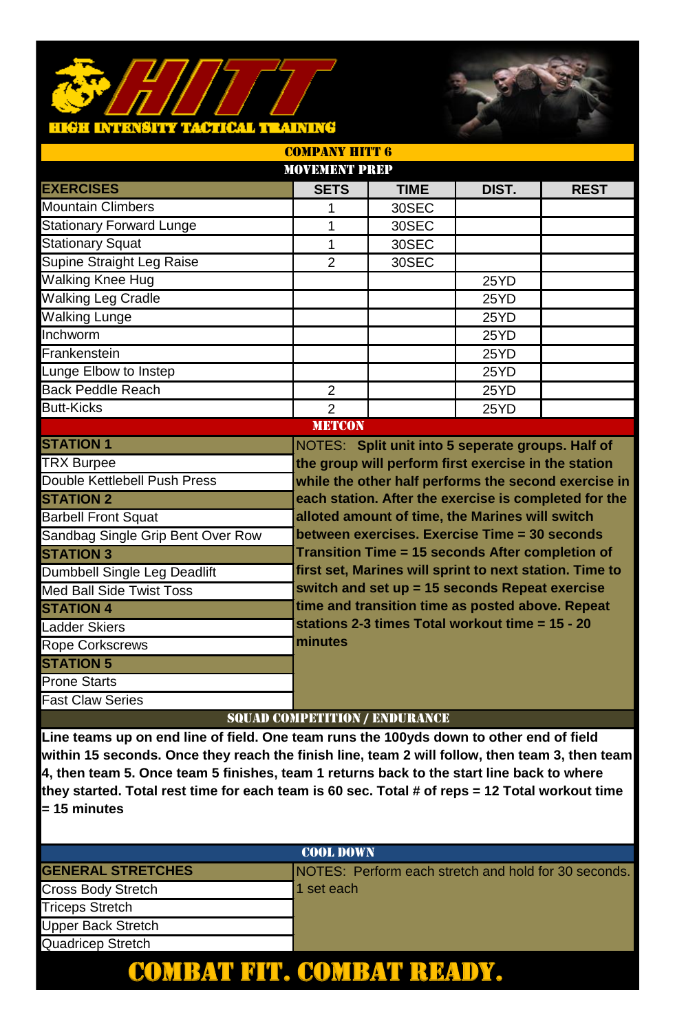# HITT

HIGH INTENSITY TACTICAL TRAINING

## COMPANY HITT 6

### MOVEMENT PREP

| EXERCISES | SETS | TIME | DIST. | REST |
|---|---|---|---|---|
| Mountain Climbers | 1 | 30SEC | | |
| Stationary Forward Lunge | 1 | 30SEC | | |
| Stationary Squat | 1 | 30SEC | | |
| Supine Straight Leg Raise | 2 | 30SEC | | |
| Walking Knee Hug | | | 25YD | |
| Walking Leg Cradle | | | 25YD | |
| Walking Lunge | | | 25YD | |
| Inchworm | | | 25YD | |
| Frankenstein | | | 25YD | |
| Lunge Elbow to Instep | | | 25YD | |
| Back Peddle Reach | 2 | | 25YD | |
| Butt-Kicks | 2 | | 25YD | |

### METCON

**STATION 1**
- TRX Burpee
- Double Kettlebell Push Press

**STATION 2**
- Barbell Front Squat
- Sandbag Single Grip Bent Over Row

**STATION 3**
- Dumbbell Single Leg Deadlift
- Med Ball Side Twist Toss

**STATION 4**
- Ladder Skiers
- Rope Corkscrews

**STATION 5**
- Prone Starts
- Fast Claw Series

NOTES: **Split unit into 5 seperate groups. Half of the group will perform first exercise in the station while the other half performs the second exercise in each station. After the exercise is completed for the alloted amount of time, the Marines will switch between exercises. Exercise Time = 30 seconds Transition Time = 15 seconds After completion of first set, Marines will sprint to next station. Time to switch and set up = 15 seconds Repeat exercise time and transition time as posted above. Repeat stations 2-3 times Total workout time = 15 - 20 minutes**

### SQUAD COMPETITION / ENDURANCE

**Line teams up on end line of field. One team runs the 100yds down to other end of field within 15 seconds. Once they reach the finish line, team 2 will follow, then team 3, then team 4, then team 5. Once team 5 finishes, team 1 returns back to the start line back to where they started. Total rest time for each team is 60 sec. Total # of reps = 12 Total workout time = 15 minutes**

### COOL DOWN

**GENERAL STRETCHES**
- Cross Body Stretch
- Triceps Stretch
- Upper Back Stretch
- Quadricep Stretch

NOTES: Perform each stretch and hold for 30 seconds. 1 set each

**COMBAT FIT. COMBAT READY.**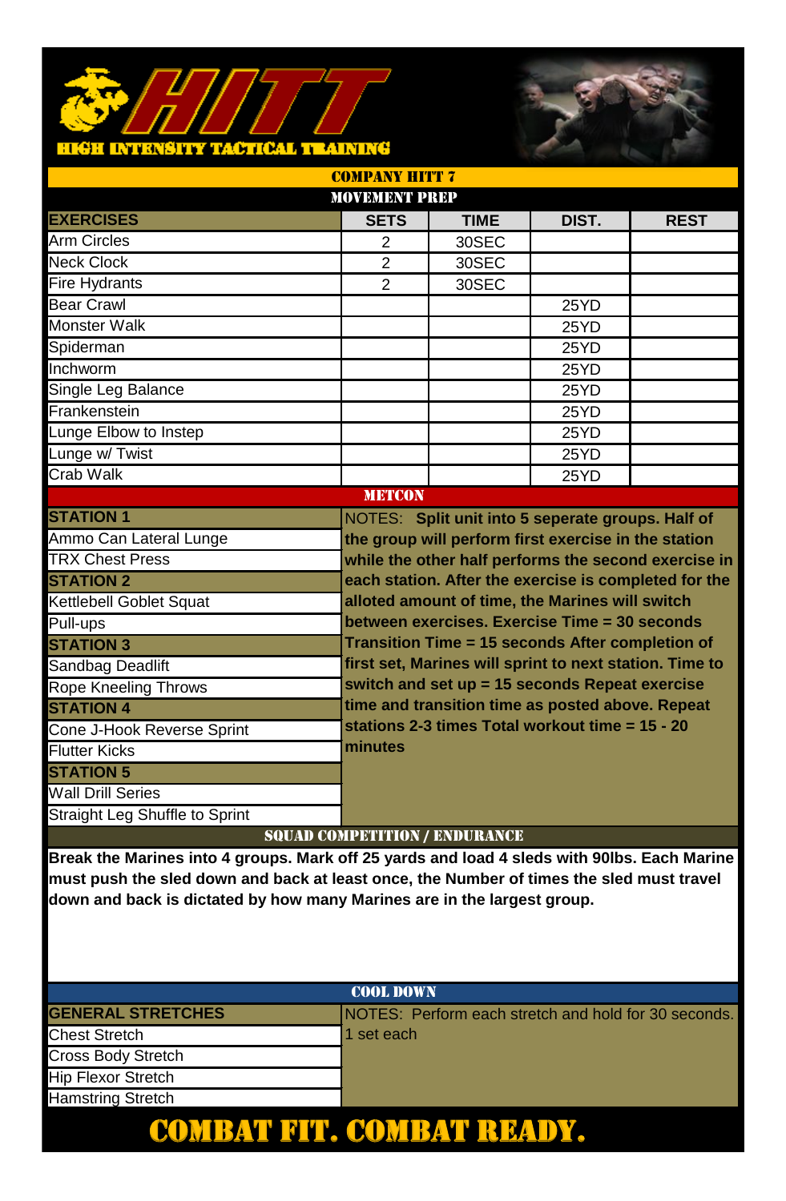# HITT

HIGH INTENSITY TACTICAL TRAINING

## COMPANY HITT 7

### MOVEMENT PREP

| EXERCISES | SETS | TIME | DIST. | REST |
|---|---|---|---|---|
| Arm Circles | 2 | 30SEC | | |
| Neck Clock | 2 | 30SEC | | |
| Fire Hydrants | 2 | 30SEC | | |
| Bear Crawl | | | 25YD | |
| Monster Walk | | | 25YD | |
| Spiderman | | | 25YD | |
| Inchworm | | | 25YD | |
| Single Leg Balance | | | 25YD | |
| Frankenstein | | | 25YD | |
| Lunge Elbow to Instep | | | 25YD | |
| Lunge w/ Twist | | | 25YD | |
| Crab Walk | | | 25YD | |

### METCON

**STATION 1**
- Ammo Can Lateral Lunge
- TRX Chest Press

**STATION 2**
- Kettlebell Goblet Squat
- Pull-ups

**STATION 3**
- Sandbag Deadlift
- Rope Kneeling Throws

**STATION 4**
- Cone J-Hook Reverse Sprint
- Flutter Kicks

**STATION 5**
- Wall Drill Series
- Straight Leg Shuffle to Sprint

NOTES: **Split unit into 5 seperate groups. Half of the group will perform first exercise in the station while the other half performs the second exercise in each station. After the exercise is completed for the alloted amount of time, the Marines will switch between exercises. Exercise Time = 30 seconds Transition Time = 15 seconds After completion of first set, Marines will sprint to next station. Time to switch and set up = 15 seconds Repeat exercise time and transition time as posted above. Repeat stations 2-3 times Total workout time = 15 - 20 minutes**

### SQUAD COMPETITION / ENDURANCE

**Break the Marines into 4 groups. Mark off 25 yards and load 4 sleds with 90lbs. Each Marine must push the sled down and back at least once, the Number of times the sled must travel down and back is dictated by how many Marines are in the largest group.**

### COOL DOWN

**GENERAL STRETCHES**
- Chest Stretch
- Cross Body Stretch
- Hip Flexor Stretch
- Hamstring Stretch

NOTES: Perform each stretch and hold for 30 seconds. 1 set each

# COMBAT FIT. COMBAT READY.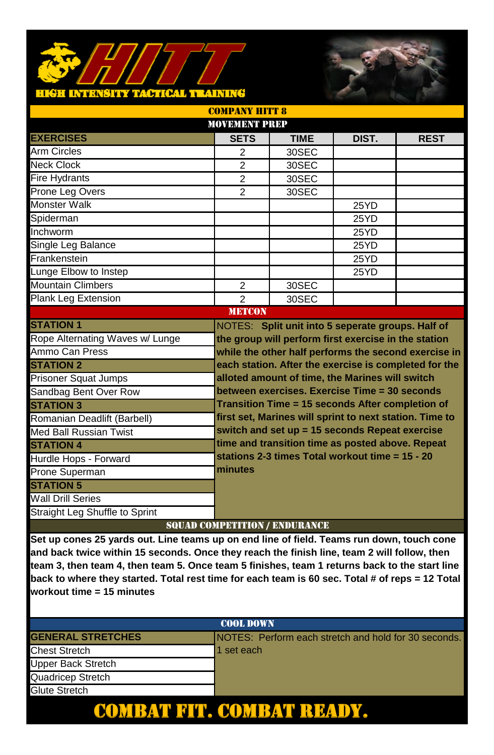# HITT

HIGH INTENSITY TACTICAL TRAINING

## COMPANY HITT 8

### MOVEMENT PREP

| EXERCISES | SETS | TIME | DIST. | REST |
|---|---|---|---|---|
| Arm Circles | 2 | 30SEC | | |
| Neck Clock | 2 | 30SEC | | |
| Fire Hydrants | 2 | 30SEC | | |
| Prone Leg Overs | 2 | 30SEC | | |
| Monster Walk | | | 25YD | |
| Spiderman | | | 25YD | |
| Inchworm | | | 25YD | |
| Single Leg Balance | | | 25YD | |
| Frankenstein | | | 25YD | |
| Lunge Elbow to Instep | | | 25YD | |
| Mountain Climbers | 2 | 30SEC | | |
| Plank Leg Extension | 2 | 30SEC | | |

### METCON

**STATION 1**
- Rope Alternating Waves w/ Lunge
- Ammo Can Press

**STATION 2**
- Prisoner Squat Jumps
- Sandbag Bent Over Row

**STATION 3**
- Romanian Deadlift (Barbell)
- Med Ball Russian Twist

**STATION 4**
- Hurdle Hops - Forward
- Prone Superman

**STATION 5**
- Wall Drill Series
- Straight Leg Shuffle to Sprint

NOTES: **Split unit into 5 seperate groups. Half of the group will perform first exercise in the station while the other half performs the second exercise in each station. After the exercise is completed for the alloted amount of time, the Marines will switch between exercises. Exercise Time = 30 seconds Transition Time = 15 seconds After completion of first set, Marines will sprint to next station. Time to switch and set up = 15 seconds Repeat exercise time and transition time as posted above. Repeat stations 2-3 times Total workout time = 15 - 20 minutes**

### SQUAD COMPETITION / ENDURANCE

**Set up cones 25 yards out. Line teams up on end line of field. Teams run down, touch cone and back twice within 15 seconds. Once they reach the finish line, team 2 will follow, then team 3, then team 4, then team 5. Once team 5 finishes, team 1 returns back to the start line back to where they started. Total rest time for each team is 60 sec. Total # of reps = 12 Total workout time = 15 minutes**

### COOL DOWN

**GENERAL STRETCHES**
- Chest Stretch
- Upper Back Stretch
- Quadricep Stretch
- Glute Stretch

NOTES: Perform each stretch and hold for 30 seconds. 1 set each

## COMBAT FIT. COMBAT READY.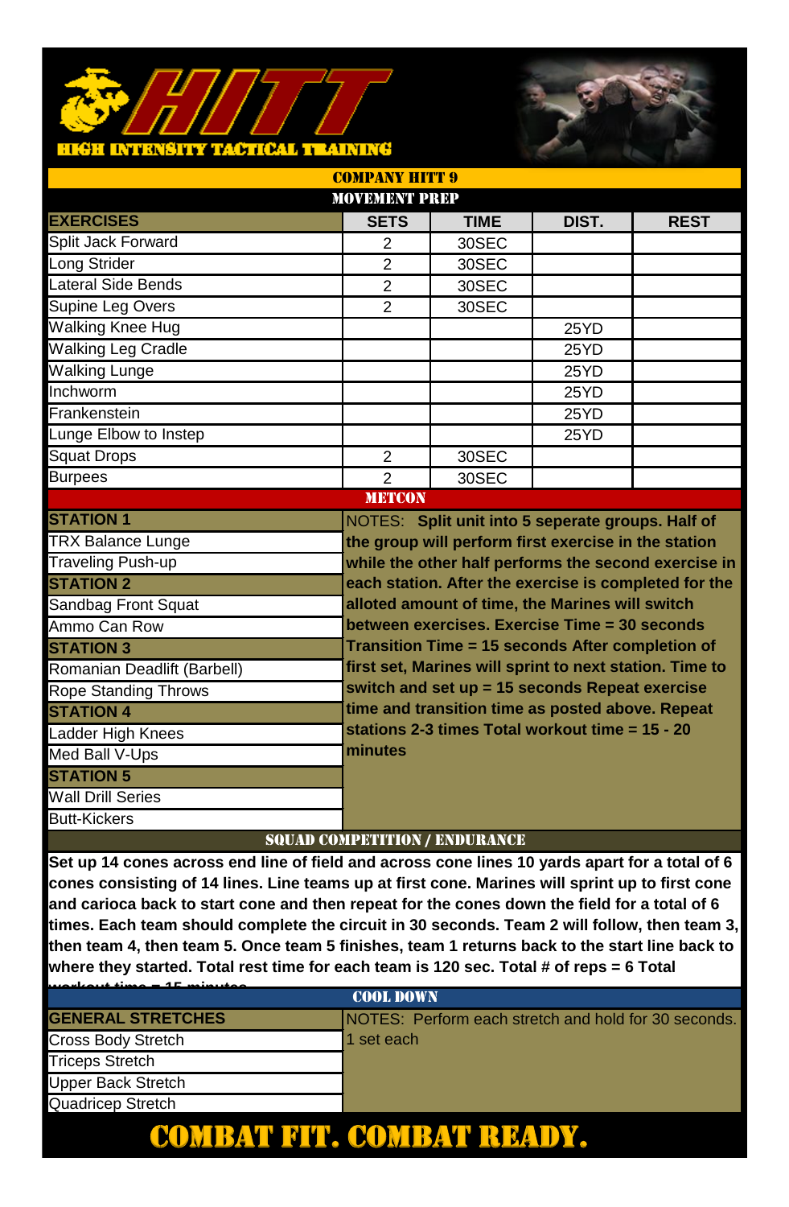# HITT

## HIGH INTENSITY TACTICAL TRAINING

## COMPANY HITT 9

### MOVEMENT PREP

| EXERCISES | SETS | TIME | DIST. | REST |
|---|---|---|---|---|
| Split Jack Forward | 2 | 30SEC | | |
| Long Strider | 2 | 30SEC | | |
| Lateral Side Bends | 2 | 30SEC | | |
| Supine Leg Overs | 2 | 30SEC | | |
| Walking Knee Hug | | | 25YD | |
| Walking Leg Cradle | | | 25YD | |
| Walking Lunge | | | 25YD | |
| Inchworm | | | 25YD | |
| Frankenstein | | | 25YD | |
| Lunge Elbow to Instep | | | 25YD | |
| Squat Drops | 2 | 30SEC | | |
| Burpees | 2 | 30SEC | | |

### METCON

**STATION 1**
- TRX Balance Lunge
- Traveling Push-up

**STATION 2**
- Sandbag Front Squat
- Ammo Can Row

**STATION 3**
- Romanian Deadlift (Barbell)
- Rope Standing Throws

**STATION 4**
- Ladder High Knees
- Med Ball V-Ups

**STATION 5**
- Wall Drill Series
- Butt-Kickers

NOTES: **Split unit into 5 seperate groups. Half of the group will perform first exercise in the station while the other half performs the second exercise in each station. After the exercise is completed for the alloted amount of time, the Marines will switch between exercises. Exercise Time = 30 seconds Transition Time = 15 seconds After completion of first set, Marines will sprint to next station. Time to switch and set up = 15 seconds Repeat exercise time and transition time as posted above. Repeat stations 2-3 times Total workout time = 15 - 20 minutes**

### SQUAD COMPETITION / ENDURANCE

**Set up 14 cones across end line of field and across cone lines 10 yards apart for a total of 6 cones consisting of 14 lines. Line teams up at first cone. Marines will sprint up to first cone and carioca back to start cone and then repeat for the cones down the field for a total of 6 times. Each team should complete the circuit in 30 seconds. Team 2 will follow, then team 3, then team 4, then team 5. Once team 5 finishes, team 1 returns back to the start line back to where they started. Total rest time for each team is 120 sec. Total # of reps = 6 Total workout time = 15 minutes**

### COOL DOWN

**GENERAL STRETCHES**
- Cross Body Stretch
- Triceps Stretch
- Upper Back Stretch
- Quadricep Stretch

NOTES: Perform each stretch and hold for 30 seconds. 1 set each

## COMBAT FIT. COMBAT READY.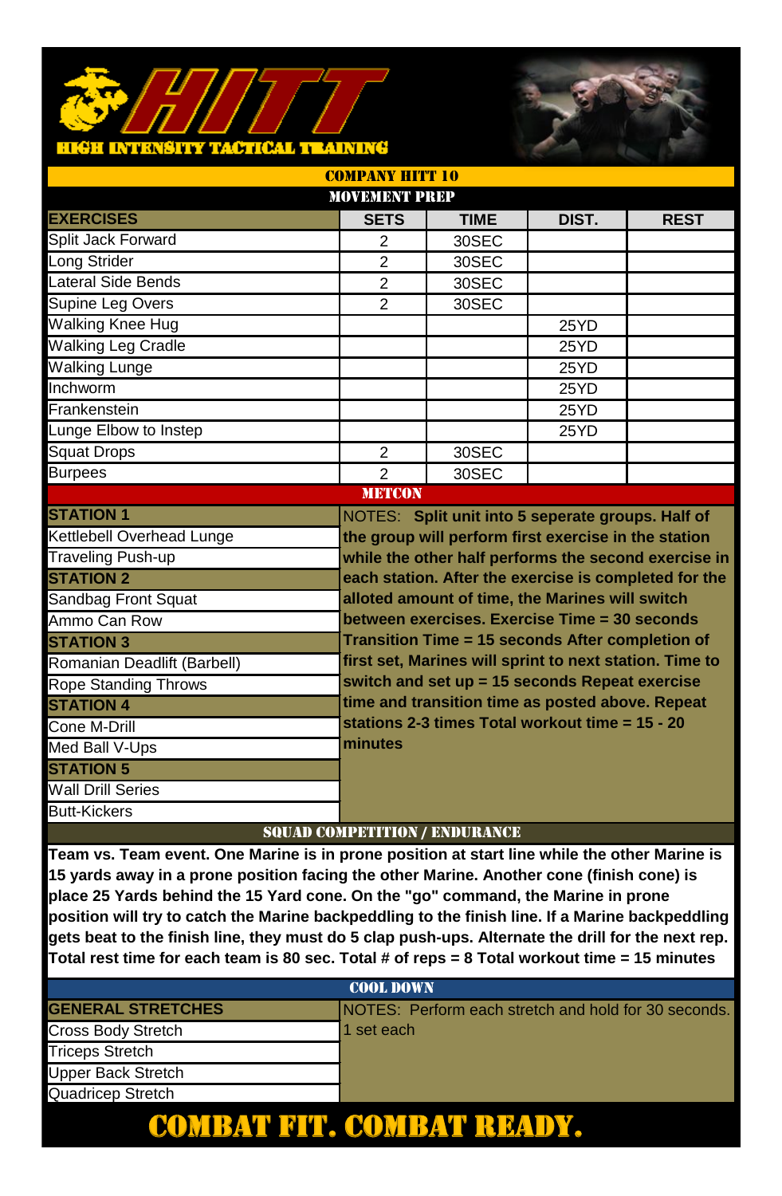# HITT

## HIGH INTENSITY TACTICAL TRAINING

## COMPANY HITT 10

### MOVEMENT PREP

| EXERCISES | SETS | TIME | DIST. | REST |
|---|---|---|---|---|
| Split Jack Forward | 2 | 30SEC | | |
| Long Strider | 2 | 30SEC | | |
| Lateral Side Bends | 2 | 30SEC | | |
| Supine Leg Overs | 2 | 30SEC | | |
| Walking Knee Hug | | | 25YD | |
| Walking Leg Cradle | | | 25YD | |
| Walking Lunge | | | 25YD | |
| Inchworm | | | 25YD | |
| Frankenstein | | | 25YD | |
| Lunge Elbow to Instep | | | 25YD | |
| Squat Drops | 2 | 30SEC | | |
| Burpees | 2 | 30SEC | | |

### METCON

**STATION 1**
- Kettlebell Overhead Lunge
- Traveling Push-up

**STATION 2**
- Sandbag Front Squat
- Ammo Can Row

**STATION 3**
- Romanian Deadlift (Barbell)
- Rope Standing Throws

**STATION 4**
- Cone M-Drill
- Med Ball V-Ups

**STATION 5**
- Wall Drill Series
- Butt-Kickers

NOTES: **Split unit into 5 seperate groups. Half of the group will perform first exercise in the station while the other half performs the second exercise in each station. After the exercise is completed for the alloted amount of time, the Marines will switch between exercises. Exercise Time = 30 seconds Transition Time = 15 seconds After completion of first set, Marines will sprint to next station. Time to switch and set up = 15 seconds Repeat exercise time and transition time as posted above. Repeat stations 2-3 times Total workout time = 15 - 20 minutes**

### SQUAD COMPETITION / ENDURANCE

**Team vs. Team event. One Marine is in prone position at start line while the other Marine is 15 yards away in a prone position facing the other Marine. Another cone (finish cone) is place 25 Yards behind the 15 Yard cone. On the "go" command, the Marine in prone position will try to catch the Marine backpeddling to the finish line. If a Marine backpeddling gets beat to the finish line, they must do 5 clap push-ups. Alternate the drill for the next rep. Total rest time for each team is 80 sec. Total # of reps = 8 Total workout time = 15 minutes**

### COOL DOWN

**GENERAL STRETCHES**
- Cross Body Stretch
- Triceps Stretch
- Upper Back Stretch
- Quadricep Stretch

NOTES: Perform each stretch and hold for 30 seconds. 1 set each

## COMBAT FIT. COMBAT READY.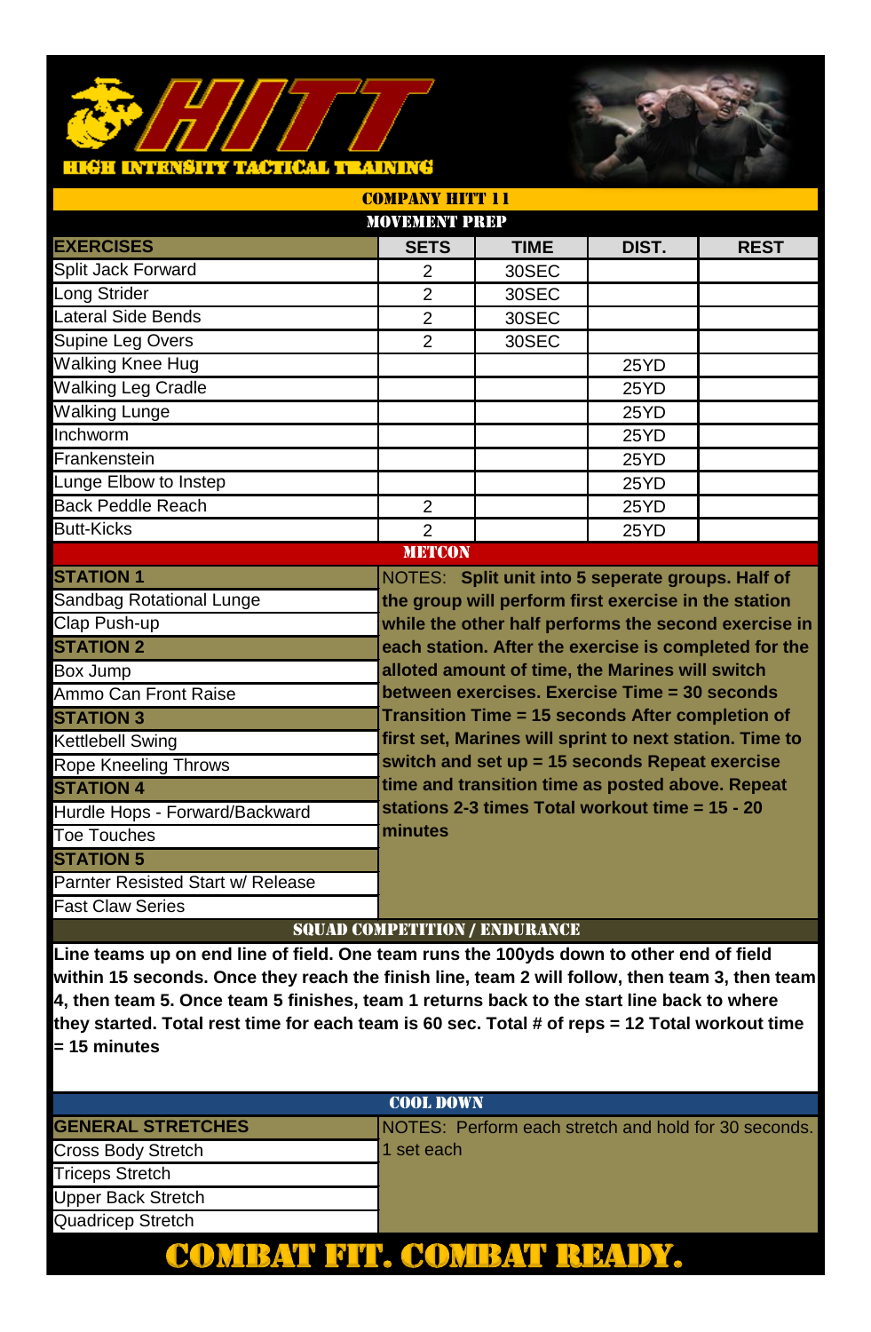# HITT

**HIGH INTENSITY TACTICAL TRAINING**

## COMPANY HITT 11

### MOVEMENT PREP

| EXERCISES | SETS | TIME | DIST. | REST |
|---|---|---|---|---|
| Split Jack Forward | 2 | 30SEC | | |
| Long Strider | 2 | 30SEC | | |
| Lateral Side Bends | 2 | 30SEC | | |
| Supine Leg Overs | 2 | 30SEC | | |
| Walking Knee Hug | | | 25YD | |
| Walking Leg Cradle | | | 25YD | |
| Walking Lunge | | | 25YD | |
| Inchworm | | | 25YD | |
| Frankenstein | | | 25YD | |
| Lunge Elbow to Instep | | | 25YD | |
| Back Peddle Reach | 2 | | 25YD | |
| Butt-Kicks | 2 | | 25YD | |

### METCON

**STATION 1**
- Sandbag Rotational Lunge
- Clap Push-up

**STATION 2**
- Box Jump
- Ammo Can Front Raise

**STATION 3**
- Kettlebell Swing
- Rope Kneeling Throws

**STATION 4**
- Hurdle Hops - Forward/Backward
- Toe Touches

**STATION 5**
- Parnter Resisted Start w/ Release
- Fast Claw Series

NOTES: **Split unit into 5 seperate groups. Half of the group will perform first exercise in the station while the other half performs the second exercise in each station. After the exercise is completed for the alloted amount of time, the Marines will switch between exercises. Exercise Time = 30 seconds Transition Time = 15 seconds After completion of first set, Marines will sprint to next station. Time to switch and set up = 15 seconds Repeat exercise time and transition time as posted above. Repeat stations 2-3 times Total workout time = 15 - 20 minutes**

### SQUAD COMPETITION / ENDURANCE

**Line teams up on end line of field. One team runs the 100yds down to other end of field within 15 seconds. Once they reach the finish line, team 2 will follow, then team 3, then team 4, then team 5. Once team 5 finishes, team 1 returns back to the start line back to where they started. Total rest time for each team is 60 sec. Total # of reps = 12 Total workout time = 15 minutes**

### COOL DOWN

**GENERAL STRETCHES**
- Cross Body Stretch
- Triceps Stretch
- Upper Back Stretch
- Quadricep Stretch

NOTES: Perform each stretch and hold for 30 seconds. 1 set each

**COMBAT FIT. COMBAT READY.**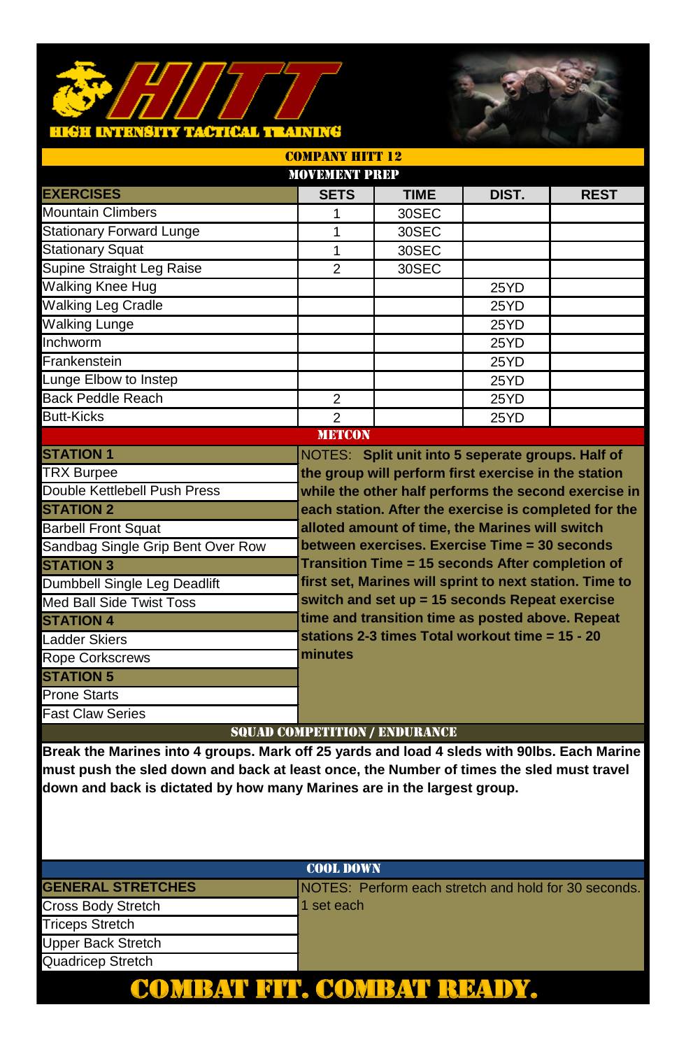# HITT

**HIGH INTENSITY TACTICAL TRAINING**

## COMPANY HITT 12

### MOVEMENT PREP

| EXERCISES | SETS | TIME | DIST. | REST |
|---|---|---|---|---|
| Mountain Climbers | 1 | 30SEC | | |
| Stationary Forward Lunge | 1 | 30SEC | | |
| Stationary Squat | 1 | 30SEC | | |
| Supine Straight Leg Raise | 2 | 30SEC | | |
| Walking Knee Hug | | | 25YD | |
| Walking Leg Cradle | | | 25YD | |
| Walking Lunge | | | 25YD | |
| Inchworm | | | 25YD | |
| Frankenstein | | | 25YD | |
| Lunge Elbow to Instep | | | 25YD | |
| Back Peddle Reach | 2 | | 25YD | |
| Butt-Kicks | 2 | | 25YD | |

### METCON

**STATION 1**
- TRX Burpee
- Double Kettlebell Push Press

**STATION 2**
- Barbell Front Squat
- Sandbag Single Grip Bent Over Row

**STATION 3**
- Dumbbell Single Leg Deadlift
- Med Ball Side Twist Toss

**STATION 4**
- Ladder Skiers
- Rope Corkscrews

**STATION 5**
- Prone Starts
- Fast Claw Series

NOTES: **Split unit into 5 seperate groups. Half of the group will perform first exercise in the station while the other half performs the second exercise in each station. After the exercise is completed for the alloted amount of time, the Marines will switch between exercises. Exercise Time = 30 seconds Transition Time = 15 seconds After completion of first set, Marines will sprint to next station. Time to switch and set up = 15 seconds Repeat exercise time and transition time as posted above. Repeat stations 2-3 times Total workout time = 15 - 20 minutes**

### SQUAD COMPETITION / ENDURANCE

**Break the Marines into 4 groups. Mark off 25 yards and load 4 sleds with 90lbs. Each Marine must push the sled down and back at least once, the Number of times the sled must travel down and back is dictated by how many Marines are in the largest group.**

### COOL DOWN

**GENERAL STRETCHES**
- Cross Body Stretch
- Triceps Stretch
- Upper Back Stretch
- Quadricep Stretch

NOTES: Perform each stretch and hold for 30 seconds. 1 set each

**COMBAT FIT. COMBAT READY.**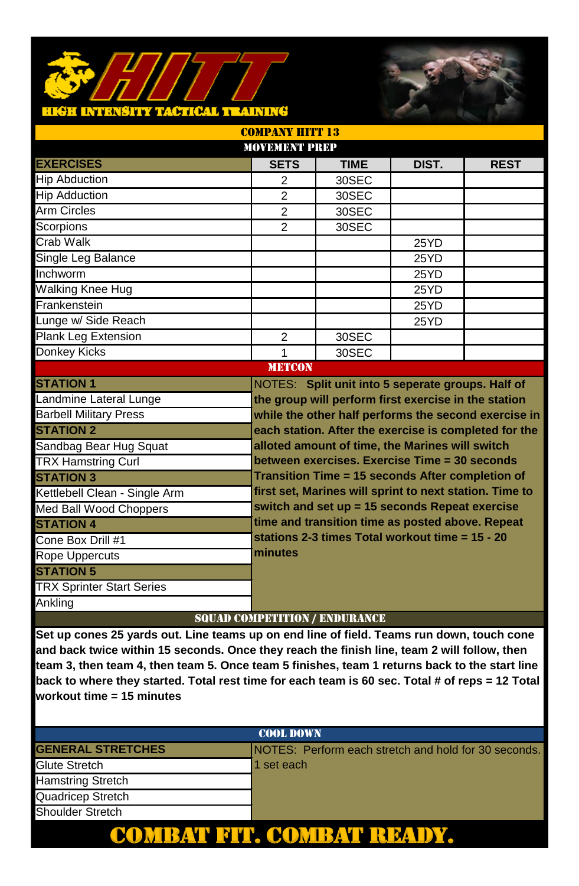# HITT

HIGH INTENSITY TACTICAL TRAINING

## COMPANY HITT 13

### MOVEMENT PREP

| EXERCISES | SETS | TIME | DIST. | REST |
|---|---|---|---|---|
| Hip Abduction | 2 | 30SEC | | |
| Hip Adduction | 2 | 30SEC | | |
| Arm Circles | 2 | 30SEC | | |
| Scorpions | 2 | 30SEC | | |
| Crab Walk | | | 25YD | |
| Single Leg Balance | | | 25YD | |
| Inchworm | | | 25YD | |
| Walking Knee Hug | | | 25YD | |
| Frankenstein | | | 25YD | |
| Lunge w/ Side Reach | | | 25YD | |
| Plank Leg Extension | 2 | 30SEC | | |
| Donkey Kicks | 1 | 30SEC | | |

### METCON

**STATION 1**
- Landmine Lateral Lunge
- Barbell Military Press

**STATION 2**
- Sandbag Bear Hug Squat
- TRX Hamstring Curl

**STATION 3**
- Kettlebell Clean - Single Arm
- Med Ball Wood Choppers

**STATION 4**
- Cone Box Drill #1
- Rope Uppercuts

**STATION 5**
- TRX Sprinter Start Series
- Ankling

NOTES: **Split unit into 5 seperate groups. Half of the group will perform first exercise in the station while the other half performs the second exercise in each station. After the exercise is completed for the alloted amount of time, the Marines will switch between exercises. Exercise Time = 30 seconds Transition Time = 15 seconds After completion of first set, Marines will sprint to next station. Time to switch and set up = 15 seconds Repeat exercise time and transition time as posted above. Repeat stations 2-3 times Total workout time = 15 - 20 minutes**

### SQUAD COMPETITION / ENDURANCE

**Set up cones 25 yards out. Line teams up on end line of field. Teams run down, touch cone and back twice within 15 seconds. Once they reach the finish line, team 2 will follow, then team 3, then team 4, then team 5. Once team 5 finishes, team 1 returns back to the start line back to where they started. Total rest time for each team is 60 sec. Total # of reps = 12 Total workout time = 15 minutes**

### COOL DOWN

**GENERAL STRETCHES**
- Glute Stretch
- Hamstring Stretch
- Quadricep Stretch
- Shoulder Stretch

NOTES: Perform each stretch and hold for 30 seconds. 1 set each

**COMBAT FIT. COMBAT READY.**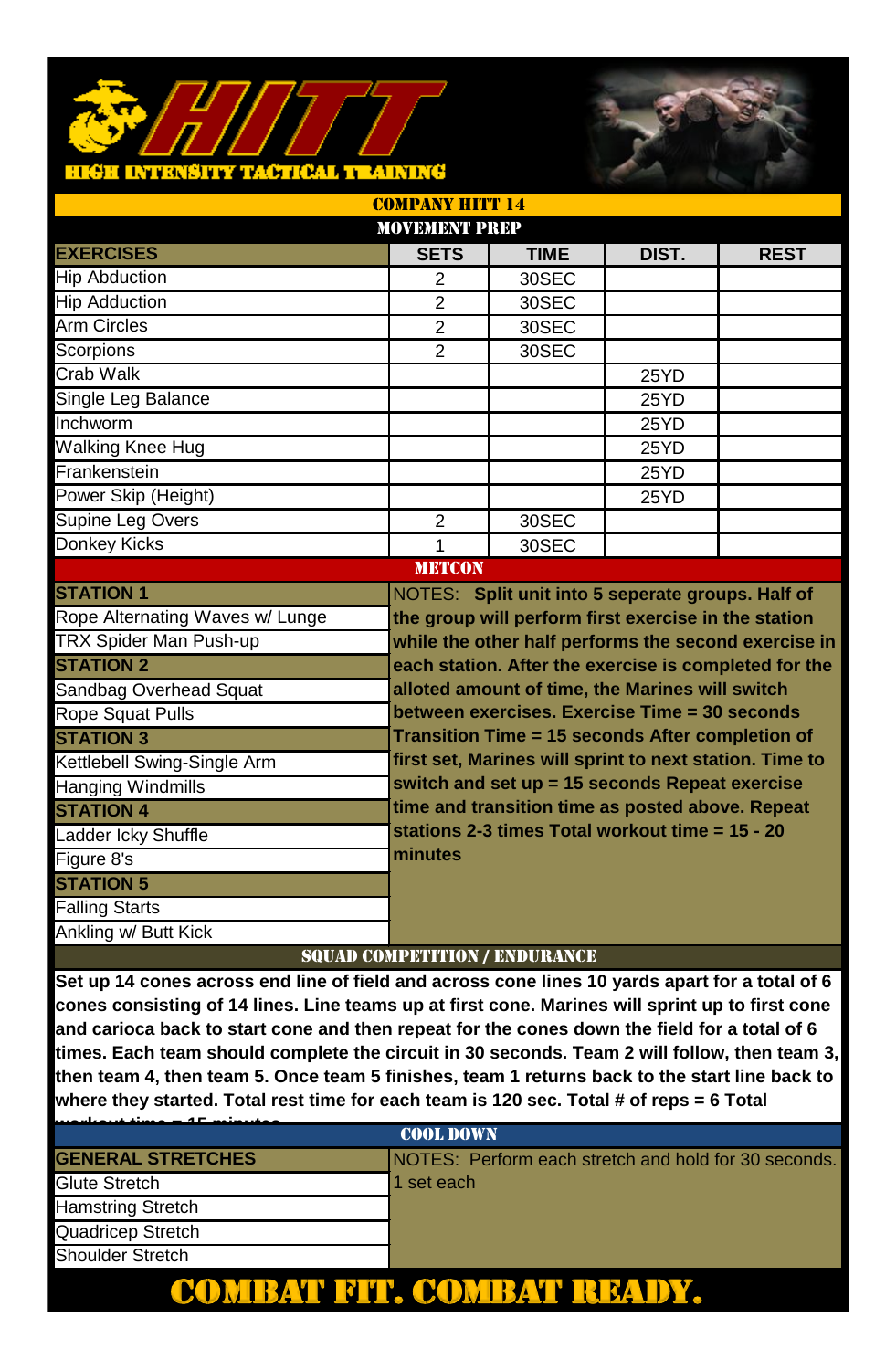# HITT

**HIGH INTENSITY TACTICAL TRAINING**

## COMPANY HITT 14

### MOVEMENT PREP

| EXERCISES | SETS | TIME | DIST. | REST |
|---|---|---|---|---|
| Hip Abduction | 2 | 30SEC | | |
| Hip Adduction | 2 | 30SEC | | |
| Arm Circles | 2 | 30SEC | | |
| Scorpions | 2 | 30SEC | | |
| Crab Walk | | | 25YD | |
| Single Leg Balance | | | 25YD | |
| Inchworm | | | 25YD | |
| Walking Knee Hug | | | 25YD | |
| Frankenstein | | | 25YD | |
| Power Skip (Height) | | | 25YD | |
| Supine Leg Overs | 2 | 30SEC | | |
| Donkey Kicks | 1 | 30SEC | | |

### METCON

**STATION 1**
- Rope Alternating Waves w/ Lunge
- TRX Spider Man Push-up

**STATION 2**
- Sandbag Overhead Squat
- Rope Squat Pulls

**STATION 3**
- Kettlebell Swing-Single Arm
- Hanging Windmills

**STATION 4**
- Ladder Icky Shuffle
- Figure 8's

**STATION 5**
- Falling Starts
- Ankling w/ Butt Kick

NOTES: **Split unit into 5 seperate groups. Half of the group will perform first exercise in the station while the other half performs the second exercise in each station. After the exercise is completed for the alloted amount of time, the Marines will switch between exercises. Exercise Time = 30 seconds Transition Time = 15 seconds After completion of first set, Marines will sprint to next station. Time to switch and set up = 15 seconds Repeat exercise time and transition time as posted above. Repeat stations 2-3 times Total workout time = 15 - 20 minutes**

### SQUAD COMPETITION / ENDURANCE

**Set up 14 cones across end line of field and across cone lines 10 yards apart for a total of 6 cones consisting of 14 lines. Line teams up at first cone. Marines will sprint up to first cone and carioca back to start cone and then repeat for the cones down the field for a total of 6 times. Each team should complete the circuit in 30 seconds. Team 2 will follow, then team 3, then team 4, then team 5. Once team 5 finishes, team 1 returns back to the start line back to where they started. Total rest time for each team is 120 sec. Total # of reps = 6 Total workout time = 15 minutes**

### COOL DOWN

**GENERAL STRETCHES**
- Glute Stretch
- Hamstring Stretch
- Quadricep Stretch
- Shoulder Stretch

NOTES: Perform each stretch and hold for 30 seconds. 1 set each

**COMBAT FIT. COMBAT READY.**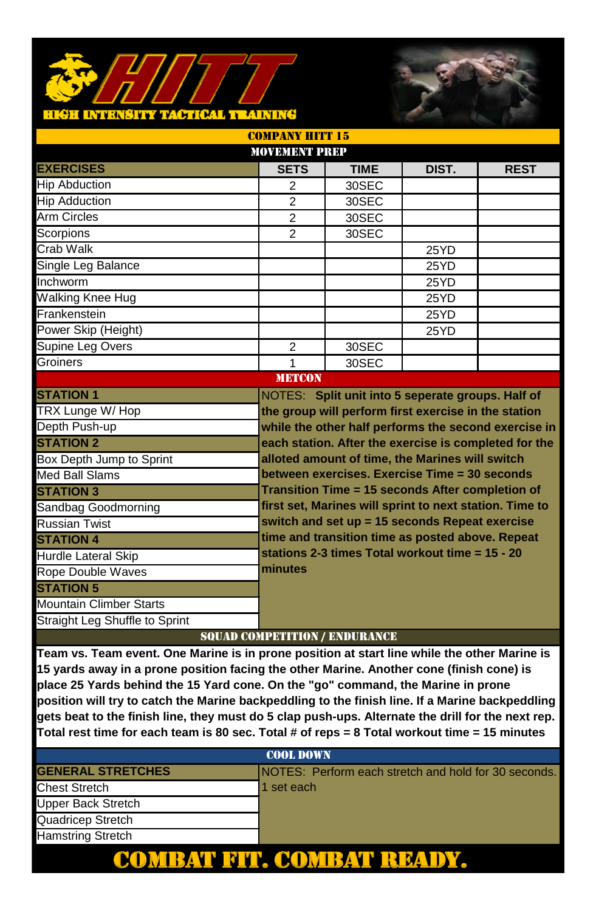# HITT

**HIGH INTENSITY TACTICAL TRAINING**

## COMPANY HITT 15

### MOVEMENT PREP

| EXERCISES | SETS | TIME | DIST. | REST |
|---|---|---|---|---|
| Hip Abduction | 2 | 30SEC | | |
| Hip Adduction | 2 | 30SEC | | |
| Arm Circles | 2 | 30SEC | | |
| Scorpions | 2 | 30SEC | | |
| Crab Walk | | | 25YD | |
| Single Leg Balance | | | 25YD | |
| Inchworm | | | 25YD | |
| Walking Knee Hug | | | 25YD | |
| Frankenstein | | | 25YD | |
| Power Skip (Height) | | | 25YD | |
| Supine Leg Overs | 2 | 30SEC | | |
| Groiners | 1 | 30SEC | | |

### METCON

**STATION 1**
- TRX Lunge W/ Hop
- Depth Push-up

**STATION 2**
- Box Depth Jump to Sprint
- Med Ball Slams

**STATION 3**
- Sandbag Goodmorning
- Russian Twist

**STATION 4**
- Hurdle Lateral Skip
- Rope Double Waves

**STATION 5**
- Mountain Climber Starts
- Straight Leg Shuffle to Sprint

NOTES: **Split unit into 5 seperate groups. Half of the group will perform first exercise in the station while the other half performs the second exercise in each station. After the exercise is completed for the alloted amount of time, the Marines will switch between exercises. Exercise Time = 30 seconds Transition Time = 15 seconds After completion of first set, Marines will sprint to next station. Time to switch and set up = 15 seconds Repeat exercise time and transition time as posted above. Repeat stations 2-3 times Total workout time = 15 - 20 minutes**

### SQUAD COMPETITION / ENDURANCE

**Team vs. Team event. One Marine is in prone position at start line while the other Marine is 15 yards away in a prone position facing the other Marine. Another cone (finish cone) is place 25 Yards behind the 15 Yard cone. On the "go" command, the Marine in prone position will try to catch the Marine backpeddling to the finish line. If a Marine backpeddling gets beat to the finish line, they must do 5 clap push-ups. Alternate the drill for the next rep. Total rest time for each team is 80 sec. Total # of reps = 8 Total workout time = 15 minutes**

### COOL DOWN

**GENERAL STRETCHES**
- Chest Stretch
- Upper Back Stretch
- Quadricep Stretch
- Hamstring Stretch

NOTES: Perform each stretch and hold for 30 seconds. 1 set each

**COMBAT FIT. COMBAT READY.**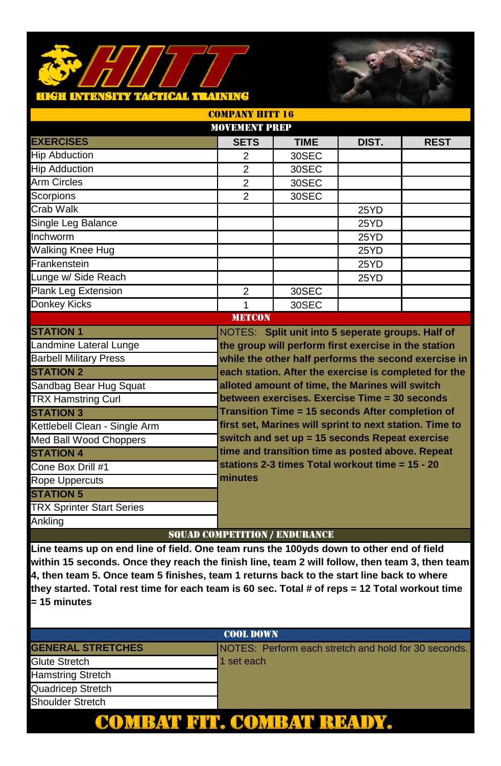# HITT

**HIGH INTENSITY TACTICAL TRAINING**

## COMPANY HITT 16

### MOVEMENT PREP

| EXERCISES | SETS | TIME | DIST. | REST |
|---|---|---|---|---|
| Hip Abduction | 2 | 30SEC | | |
| Hip Addcution | 2 | 30SEC | | |
| Arm Circles | 2 | 30SEC | | |
| Scorpions | 2 | 30SEC | | |
| Crab Walk | | | 25YD | |
| Single Leg Balance | | | 25YD | |
| Inchworm | | | 25YD | |
| Walking Knee Hug | | | 25YD | |
| Frankenstein | | | 25YD | |
| Lunge w/ Side Reach | | | 25YD | |
| Plank Leg Extension | 2 | 30SEC | | |
| Donkey Kicks | 1 | 30SEC | | |

### METCON

**STATION 1**
- Landmine Lateral Lunge
- Barbell Military Press

**STATION 2**
- Sandbag Bear Hug Squat
- TRX Hamstring Curl

**STATION 3**
- Kettlebell Clean - Single Arm
- Med Ball Wood Choppers

**STATION 4**
- Cone Box Drill #1
- Rope Uppercuts

**STATION 5**
- TRX Sprinter Start Series
- Ankling

NOTES: **Split unit into 5 seperate groups. Half of the group will perform first exercise in the station while the other half performs the second exercise in each station. After the exercise is completed for the alloted amount of time, the Marines will switch between exercises. Exercise Time = 30 seconds Transition Time = 15 seconds After completion of first set, Marines will sprint to next station. Time to switch and set up = 15 seconds Repeat exercise time and transition time as posted above. Repeat stations 2-3 times Total workout time = 15 - 20 minutes**

### SQUAD COMPETITION / ENDURANCE

**Line teams up on end line of field. One team runs the 100yds down to other end of field within 15 seconds. Once they reach the finish line, team 2 will follow, then team 3, then team 4, then team 5. Once team 5 finishes, team 1 returns back to the start line back to where they started. Total rest time for each team is 60 sec. Total # of reps = 12 Total workout time = 15 minutes**

### COOL DOWN

**GENERAL STRETCHES**
- Glute Stretch
- Hamstring Stretch
- Quadricep Stretch
- Shoulder Stretch

NOTES: Perform each stretch and hold for 30 seconds. 1 set each

**COMBAT FIT. COMBAT READY.**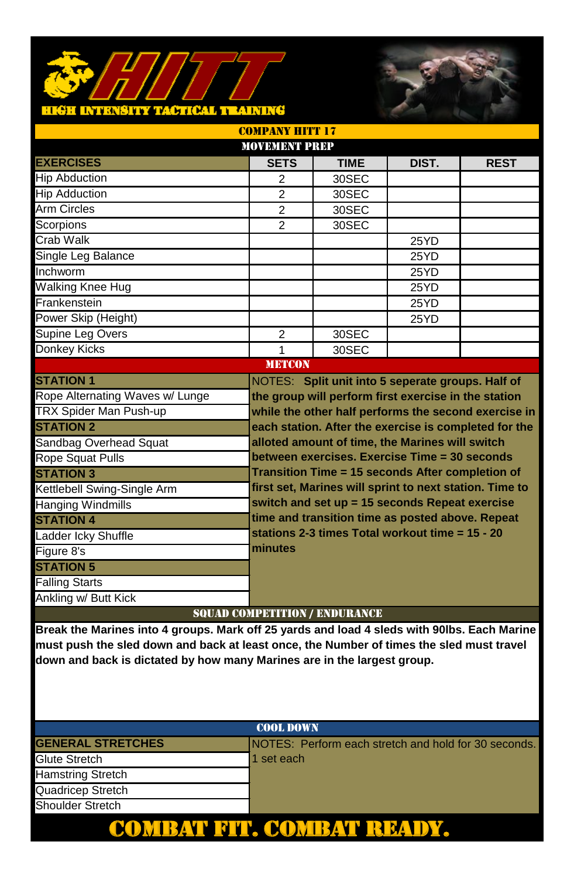# HITT

**HIGH INTENSITY TACTICAL TRAINING**

## COMPANY HITT 17

### MOVEMENT PREP

| EXERCISES | SETS | TIME | DIST. | REST |
|---|---|---|---|---|
| Hip Abduction | 2 | 30SEC | | |
| Hip Adduction | 2 | 30SEC | | |
| Arm Circles | 2 | 30SEC | | |
| Scorpions | 2 | 30SEC | | |
| Crab Walk | | | 25YD | |
| Single Leg Balance | | | 25YD | |
| Inchworm | | | 25YD | |
| Walking Knee Hug | | | 25YD | |
| Frankenstein | | | 25YD | |
| Power Skip (Height) | | | 25YD | |
| Supine Leg Overs | 2 | 30SEC | | |
| Donkey Kicks | 1 | 30SEC | | |

### METCON

**STATION 1**
- Rope Alternating Waves w/ Lunge
- TRX Spider Man Push-up

**STATION 2**
- Sandbag Overhead Squat
- Rope Squat Pulls

**STATION 3**
- Kettlebell Swing-Single Arm
- Hanging Windmills

**STATION 4**
- Ladder Icky Shuffle
- Figure 8's

**STATION 5**
- Falling Starts
- Ankling w/ Butt Kick

NOTES: **Split unit into 5 seperate groups. Half of the group will perform first exercise in the station while the other half performs the second exercise in each station. After the exercise is completed for the alloted amount of time, the Marines will switch between exercises. Exercise Time = 30 seconds Transition Time = 15 seconds After completion of first set, Marines will sprint to next station. Time to switch and set up = 15 seconds Repeat exercise time and transition time as posted above. Repeat stations 2-3 times Total workout time = 15 - 20 minutes**

### SQUAD COMPETITION / ENDURANCE

**Break the Marines into 4 groups. Mark off 25 yards and load 4 sleds with 90lbs. Each Marine must push the sled down and back at least once, the Number of times the sled must travel down and back is dictated by how many Marines are in the largest group.**

### COOL DOWN

**GENERAL STRETCHES**
- Glute Stretch
- Hamstring Stretch
- Quadricep Stretch
- Shoulder Stretch

NOTES: Perform each stretch and hold for 30 seconds. 1 set each

**COMBAT FIT. COMBAT READY.**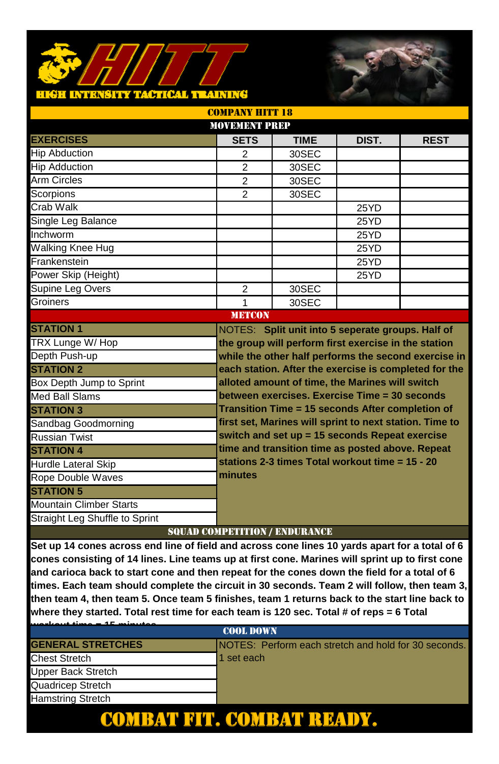# HITT

**HIGH INTENSITY TACTICAL TRAINING**

## COMPANY HITT 18

### MOVEMENT PREP

| EXERCISES | SETS | TIME | DIST. | REST |
|---|---|---|---|---|
| Hip Abduction | 2 | 30SEC | | |
| Hip Adduction | 2 | 30SEC | | |
| Arm Circles | 2 | 30SEC | | |
| Scorpions | 2 | 30SEC | | |
| Crab Walk | | | 25YD | |
| Single Leg Balance | | | 25YD | |
| Inchworm | | | 25YD | |
| Walking Knee Hug | | | 25YD | |
| Frankenstein | | | 25YD | |
| Power Skip (Height) | | | 25YD | |
| Supine Leg Overs | 2 | 30SEC | | |
| Groiners | 1 | 30SEC | | |

### METCON

**STATION 1**
- TRX Lunge W/ Hop
- Depth Push-up

**STATION 2**
- Box Depth Jump to Sprint
- Med Ball Slams

**STATION 3**
- Sandbag Goodmorning
- Russian Twist

**STATION 4**
- Hurdle Lateral Skip
- Rope Double Waves

**STATION 5**
- Mountain Climber Starts
- Straight Leg Shuffle to Sprint

NOTES: **Split unit into 5 seperate groups. Half of the group will perform first exercise in the station while the other half performs the second exercise in each station. After the exercise is completed for the alloted amount of time, the Marines will switch between exercises. Exercise Time = 30 seconds Transition Time = 15 seconds After completion of first set, Marines will sprint to next station. Time to switch and set up = 15 seconds Repeat exercise time and transition time as posted above. Repeat stations 2-3 times Total workout time = 15 - 20 minutes**

### SQUAD COMPETITION / ENDURANCE

**Set up 14 cones across end line of field and across cone lines 10 yards apart for a total of 6 cones consisting of 14 lines. Line teams up at first cone. Marines will sprint up to first cone and carioca back to start cone and then repeat for the cones down the field for a total of 6 times. Each team should complete the circuit in 30 seconds. Team 2 will follow, then team 3, then team 4, then team 5. Once team 5 finishes, team 1 returns back to the start line back to where they started. Total rest time for each team is 120 sec. Total # of reps = 6 Total workout time = 15 minutes**

### COOL DOWN

**GENERAL STRETCHES**
- Chest Stretch
- Upper Back Stretch
- Quadricep Stretch
- Hamstring Stretch

NOTES: Perform each stretch and hold for 30 seconds. 1 set each

**COMBAT FIT. COMBAT READY.**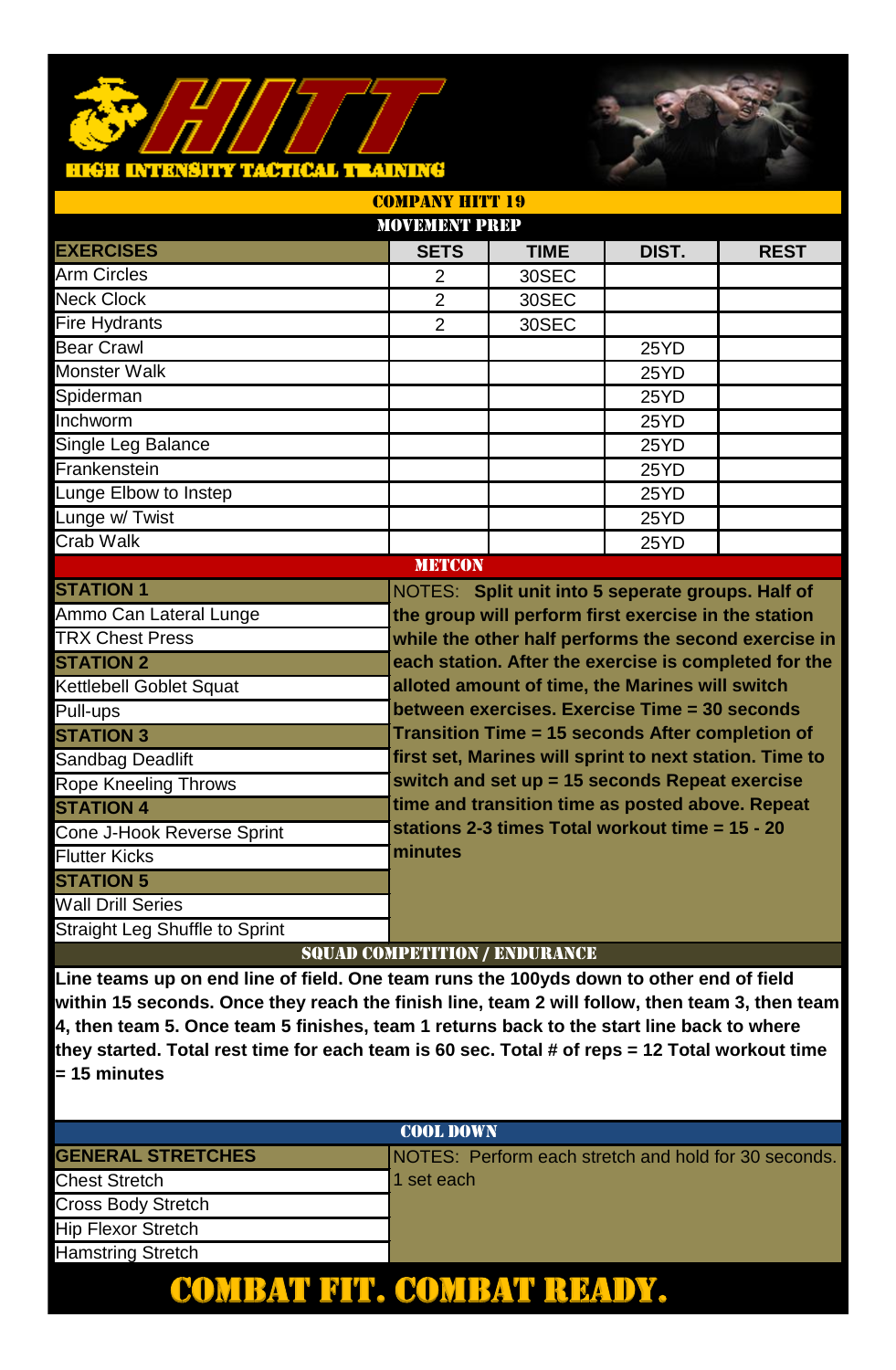# HITT
**HIGH INTENSITY TACTICAL TRAINING**

## COMPANY HITT 19

### MOVEMENT PREP

| EXERCISES | SETS | TIME | DIST. | REST |
|---|---|---|---|---|
| Arm Circles | 2 | 30SEC | | |
| Neck Clock | 2 | 30SEC | | |
| Fire Hydrants | 2 | 30SEC | | |
| Bear Crawl | | | 25YD | |
| Monster Walk | | | 25YD | |
| Spiderman | | | 25YD | |
| Inchworm | | | 25YD | |
| Single Leg Balance | | | 25YD | |
| Frankenstein | | | 25YD | |
| Lunge Elbow to Instep | | | 25YD | |
| Lunge w/ Twist | | | 25YD | |
| Crab Walk | | | 25YD | |

### METCON

**STATION 1**
- Ammo Can Lateral Lunge
- TRX Chest Press

**STATION 2**
- Kettlebell Goblet Squat
- Pull-ups

**STATION 3**
- Sandbag Deadlift
- Rope Kneeling Throws

**STATION 4**
- Cone J-Hook Reverse Sprint
- Flutter Kicks

**STATION 5**
- Wall Drill Series
- Straight Leg Shuffle to Sprint

NOTES: **Split unit into 5 seperate groups. Half of the group will perform first exercise in the station while the other half performs the second exercise in each station. After the exercise is completed for the alloted amount of time, the Marines will switch between exercises. Exercise Time = 30 seconds Transition Time = 15 seconds After completion of first set, Marines will sprint to next station. Time to switch and set up = 15 seconds Repeat exercise time and transition time as posted above. Repeat stations 2-3 times Total workout time = 15 - 20 minutes**

### SQUAD COMPETITION / ENDURANCE

**Line teams up on end line of field. One team runs the 100yds down to other end of field within 15 seconds. Once they reach the finish line, team 2 will follow, then team 3, then team 4, then team 5. Once team 5 finishes, team 1 returns back to the start line back to where they started. Total rest time for each team is 60 sec. Total # of reps = 12 Total workout time = 15 minutes**

### COOL DOWN

**GENERAL STRETCHES**
- Chest Stretch
- Cross Body Stretch
- Hip Flexor Stretch
- Hamstring Stretch

NOTES: Perform each stretch and hold for 30 seconds. 1 set each

## COMBAT FIT. COMBAT READY.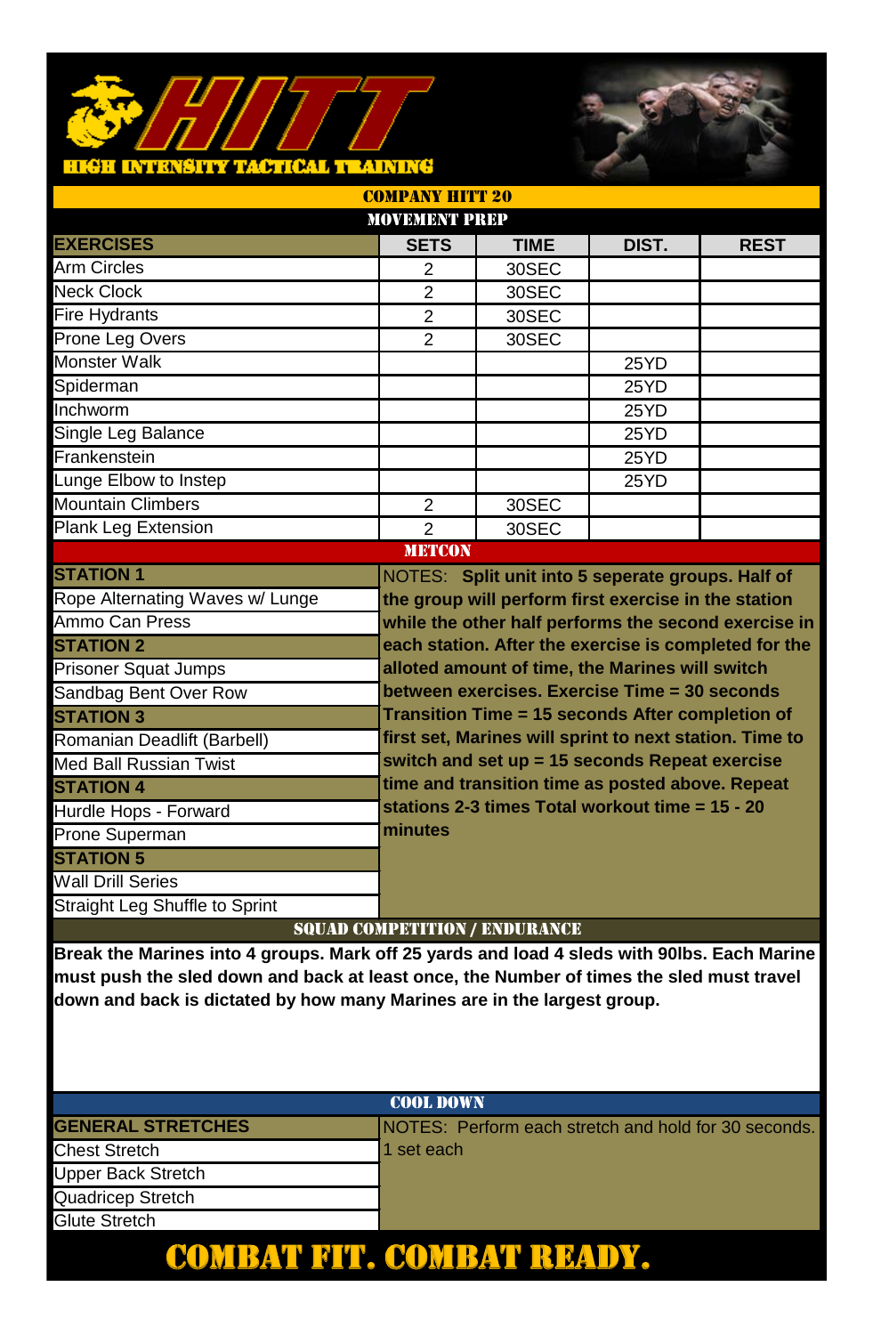# HITT

**HIGH INTENSITY TACTICAL TRAINING**

## COMPANY HITT 20

### MOVEMENT PREP

| EXERCISES | SETS | TIME | DIST. | REST |
|---|---|---|---|---|
| Arm Circles | 2 | 30SEC | | |
| Neck Clock | 2 | 30SEC | | |
| Fire Hydrants | 2 | 30SEC | | |
| Prone Leg Overs | 2 | 30SEC | | |
| Monster Walk | | | 25YD | |
| Spiderman | | | 25YD | |
| Inchworm | | | 25YD | |
| Single Leg Balance | | | 25YD | |
| Frankenstein | | | 25YD | |
| Lunge Elbow to Instep | | | 25YD | |
| Mountain Climbers | 2 | 30SEC | | |
| Plank Leg Extension | 2 | 30SEC | | |

### METCON

**STATION 1**
- Rope Alternating Waves w/ Lunge
- Ammo Can Press

**STATION 2**
- Prisoner Squat Jumps
- Sandbag Bent Over Row

**STATION 3**
- Romanian Deadlift (Barbell)
- Med Ball Russian Twist

**STATION 4**
- Hurdle Hops - Forward
- Prone Superman

**STATION 5**
- Wall Drill Series
- Straight Leg Shuffle to Sprint

NOTES: **Split unit into 5 seperate groups. Half of the group will perform first exercise in the station while the other half performs the second exercise in each station. After the exercise is completed for the alloted amount of time, the Marines will switch between exercises. Exercise Time = 30 seconds Transition Time = 15 seconds After completion of first set, Marines will sprint to next station. Time to switch and set up = 15 seconds Repeat exercise time and transition time as posted above. Repeat stations 2-3 times Total workout time = 15 - 20 minutes**

### SQUAD COMPETITION / ENDURANCE

**Break the Marines into 4 groups. Mark off 25 yards and load 4 sleds with 90lbs. Each Marine must push the sled down and back at least once, the Number of times the sled must travel down and back is dictated by how many Marines are in the largest group.**

### COOL DOWN

**GENERAL STRETCHES**
- Chest Stretch
- Upper Back Stretch
- Quadricep Stretch
- Glute Stretch

NOTES: Perform each stretch and hold for 30 seconds. 1 set each

**COMBAT FIT. COMBAT READY.**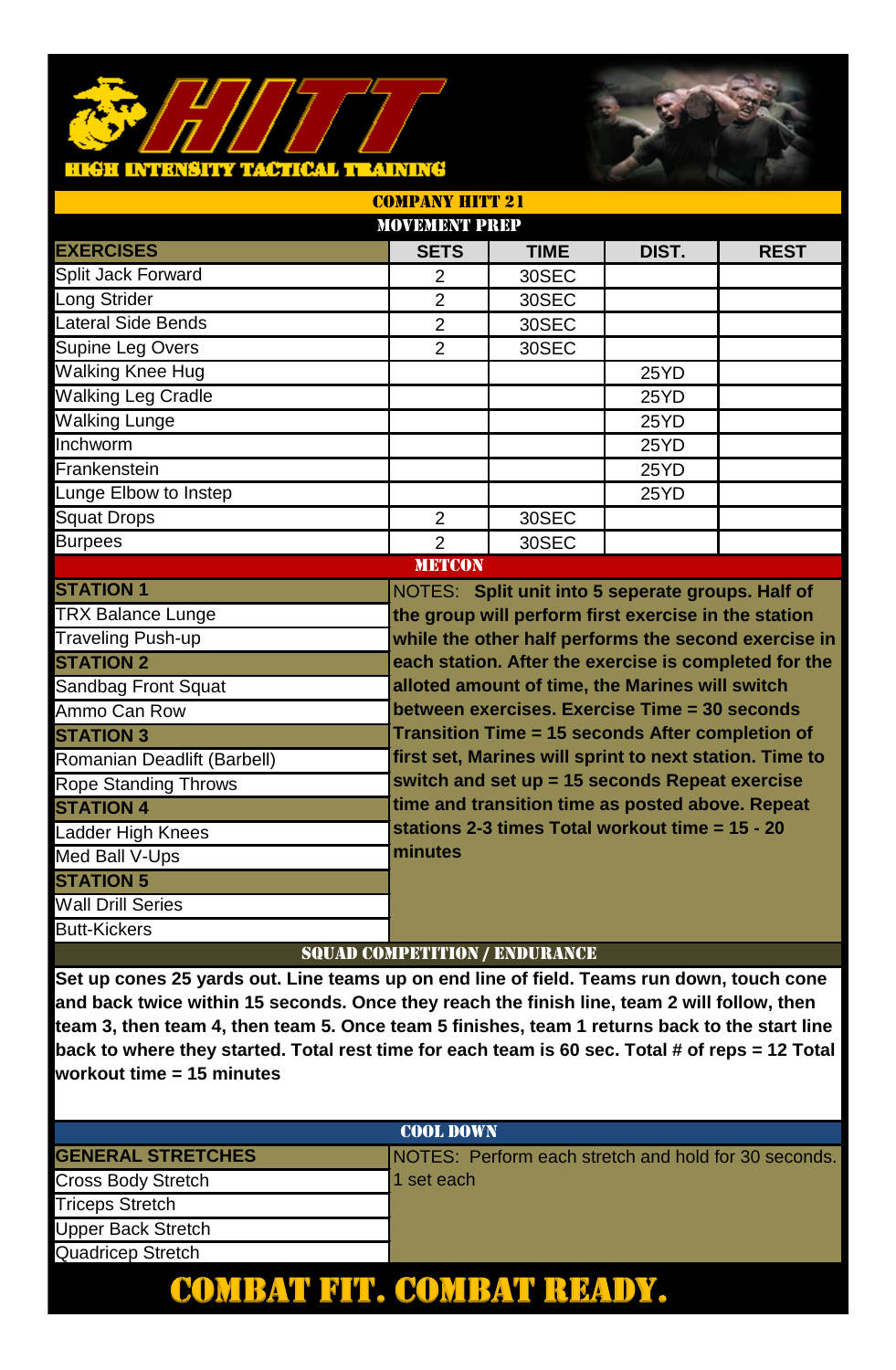# HITT

**HIGH INTENSITY TACTICAL TRAINING**

## COMPANY HITT 21

### MOVEMENT PREP

| EXERCISES | SETS | TIME | DIST. | REST |
|---|---|---|---|---|
| Split Jack Forward | 2 | 30SEC | | |
| Long Strider | 2 | 30SEC | | |
| Lateral Side Bends | 2 | 30SEC | | |
| Supine Leg Overs | 2 | 30SEC | | |
| Walking Knee Hug | | | 25YD | |
| Walking Leg Cradle | | | 25YD | |
| Walking Lunge | | | 25YD | |
| Inchworm | | | 25YD | |
| Frankenstein | | | 25YD | |
| Lunge Elbow to Instep | | | 25YD | |
| Squat Drops | 2 | 30SEC | | |
| Burpees | 2 | 30SEC | | |

### METCON

| STATION 1 |
|---|
| TRX Balance Lunge |
| Traveling Push-up |
| **STATION 2** |
| Sandbag Front Squat |
| Ammo Can Row |
| **STATION 3** |
| Romanian Deadlift (Barbell) |
| Rope Standing Throws |
| **STATION 4** |
| Ladder High Knees |
| Med Ball V-Ups |
| **STATION 5** |
| Wall Drill Series |
| Butt-Kickers |

NOTES: **Split unit into 5 seperate groups. Half of the group will perform first exercise in the station while the other half performs the second exercise in each station. After the exercise is completed for the alloted amount of time, the Marines will switch between exercises. Exercise Time = 30 seconds Transition Time = 15 seconds After completion of first set, Marines will sprint to next station. Time to switch and set up = 15 seconds Repeat exercise time and transition time as posted above. Repeat stations 2-3 times Total workout time = 15 - 20 minutes**

### SQUAD COMPETITION / ENDURANCE

**Set up cones 25 yards out. Line teams up on end line of field. Teams run down, touch cone and back twice within 15 seconds. Once they reach the finish line, team 2 will follow, then team 3, then team 4, then team 5. Once team 5 finishes, team 1 returns back to the start line back to where they started. Total rest time for each team is 60 sec. Total # of reps = 12 Total workout time = 15 minutes**

### COOL DOWN

| GENERAL STRETCHES |
|---|
| Cross Body Stretch |
| Triceps Stretch |
| Upper Back Stretch |
| Quadricep Stretch |

NOTES: Perform each stretch and hold for 30 seconds. 1 set each

**COMBAT FIT. COMBAT READY.**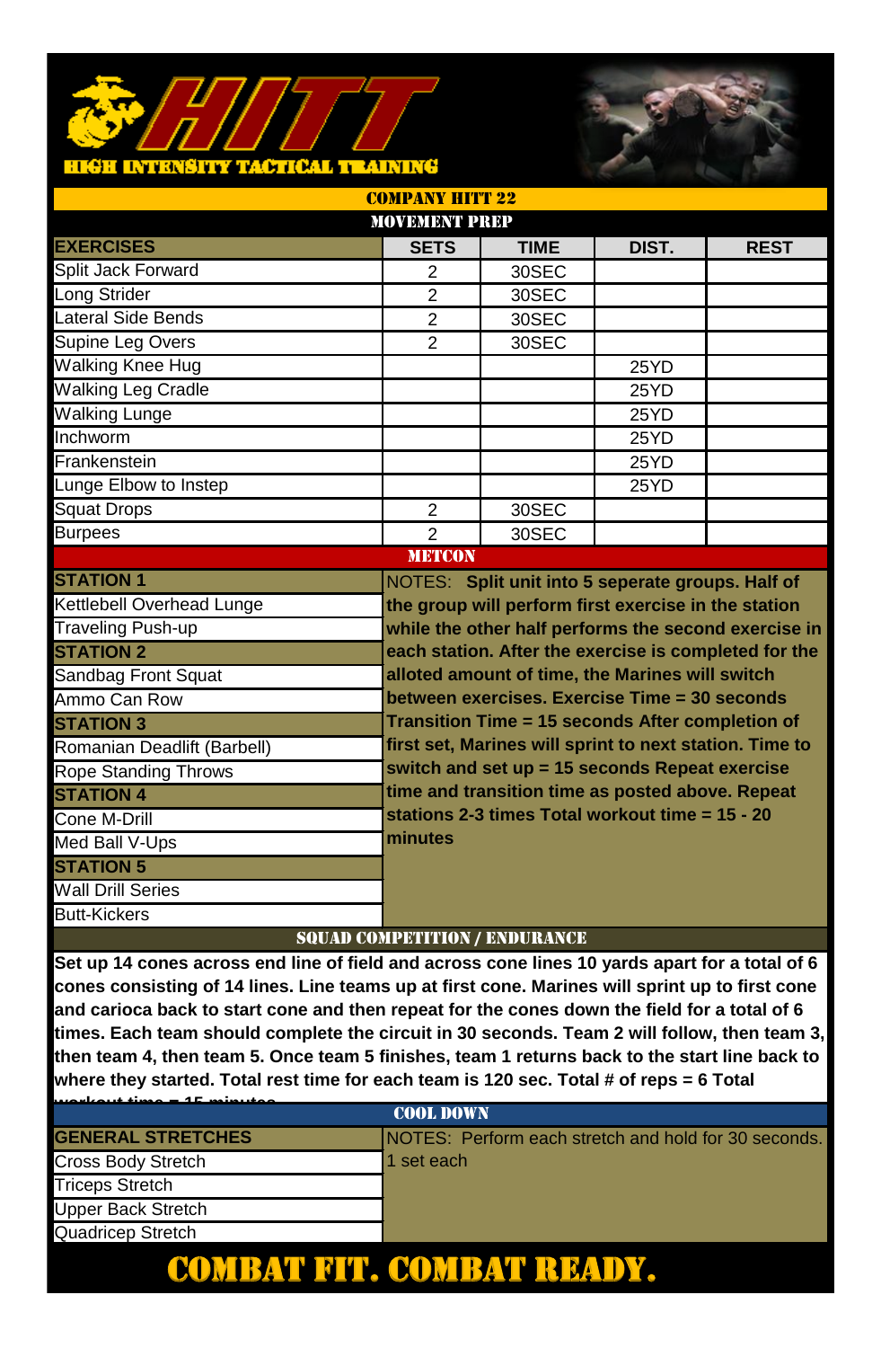# HITT

HIGH INTENSITY TACTICAL TRAINING

## COMPANY HITT 22

### MOVEMENT PREP

| EXERCISES | SETS | TIME | DIST. | REST |
|---|---|---|---|---|
| Split Jack Forward | 2 | 30SEC | | |
| Long Strider | 2 | 30SEC | | |
| Lateral Side Bends | 2 | 30SEC | | |
| Supine Leg Overs | 2 | 30SEC | | |
| Walking Knee Hug | | | 25YD | |
| Walking Leg Cradle | | | 25YD | |
| Walking Lunge | | | 25YD | |
| Inchworm | | | 25YD | |
| Frankenstein | | | 25YD | |
| Lunge Elbow to Instep | | | 25YD | |
| Squat Drops | 2 | 30SEC | | |
| Burpees | 2 | 30SEC | | |

### METCON

**STATION 1**
- Kettlebell Overhead Lunge
- Traveling Push-up

**STATION 2**
- Sandbag Front Squat
- Ammo Can Row

**STATION 3**
- Romanian Deadlift (Barbell)
- Rope Standing Throws

**STATION 4**
- Cone M-Drill
- Med Ball V-Ups

**STATION 5**
- Wall Drill Series
- Butt-Kickers

NOTES: **Split unit into 5 seperate groups. Half of the group will perform first exercise in the station while the other half performs the second exercise in each station. After the exercise is completed for the alloted amount of time, the Marines will switch between exercises. Exercise Time = 30 seconds Transition Time = 15 seconds After completion of first set, Marines will sprint to next station. Time to switch and set up = 15 seconds Repeat exercise time and transition time as posted above. Repeat stations 2-3 times Total workout time = 15 - 20 minutes**

### SQUAD COMPETITION / ENDURANCE

**Set up 14 cones across end line of field and across cone lines 10 yards apart for a total of 6 cones consisting of 14 lines. Line teams up at first cone. Marines will sprint up to first cone and carioca back to start cone and then repeat for the cones down the field for a total of 6 times. Each team should complete the circuit in 30 seconds. Team 2 will follow, then team 3, then team 4, then team 5. Once team 5 finishes, team 1 returns back to the start line back to where they started. Total rest time for each team is 120 sec. Total # of reps = 6 Total workout time = 15 minutes**

### COOL DOWN

**GENERAL STRETCHES**
- Cross Body Stretch
- Triceps Stretch
- Upper Back Stretch
- Quadricep Stretch

NOTES: Perform each stretch and hold for 30 seconds. 1 set each

**COMBAT FIT. COMBAT READY.**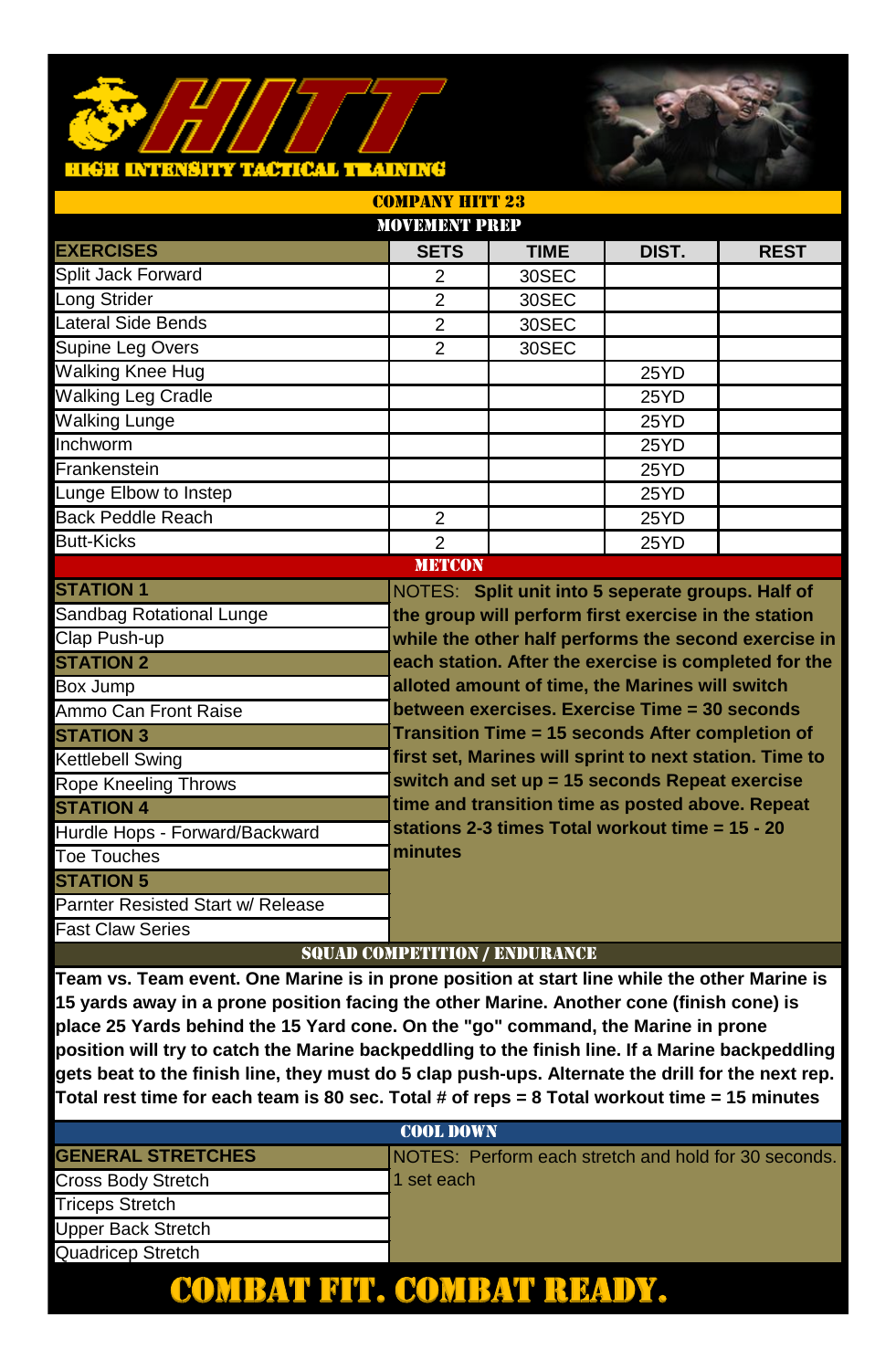# HITT

HIGH INTENSITY TACTICAL TRAINING

## COMPANY HITT 23

### MOVEMENT PREP

| EXERCISES | SETS | TIME | DIST. | REST |
|---|---|---|---|---|
| Split Jack Forward | 2 | 30SEC | | |
| Long Strider | 2 | 30SEC | | |
| Lateral Side Bends | 2 | 30SEC | | |
| Supine Leg Overs | 2 | 30SEC | | |
| Walking Knee Hug | | | 25YD | |
| Walking Leg Cradle | | | 25YD | |
| Walking Lunge | | | 25YD | |
| Inchworm | | | 25YD | |
| Frankenstein | | | 25YD | |
| Lunge Elbow to Instep | | | 25YD | |
| Back Peddle Reach | 2 | | 25YD | |
| Butt-Kicks | 2 | | 25YD | |

### METCON

**STATION 1**
- Sandbag Rotational Lunge
- Clap Push-up

**STATION 2**
- Box Jump
- Ammo Can Front Raise

**STATION 3**
- Kettlebell Swing
- Rope Kneeling Throws

**STATION 4**
- Hurdle Hops - Forward/Backward
- Toe Touches

**STATION 5**
- Parnter Resisted Start w/ Release
- Fast Claw Series

NOTES: **Split unit into 5 seperate groups. Half of the group will perform first exercise in the station while the other half performs the second exercise in each station. After the exercise is completed for the alloted amount of time, the Marines will switch between exercises. Exercise Time = 30 seconds Transition Time = 15 seconds After completion of first set, Marines will sprint to next station. Time to switch and set up = 15 seconds Repeat exercise time and transition time as posted above. Repeat stations 2-3 times Total workout time = 15 - 20 minutes**

### SQUAD COMPETITION / ENDURANCE

**Team vs. Team event. One Marine is in prone position at start line while the other Marine is 15 yards away in a prone position facing the other Marine. Another cone (finish cone) is place 25 Yards behind the 15 Yard cone. On the "go" command, the Marine in prone position will try to catch the Marine backpeddling to the finish line. If a Marine backpeddling gets beat to the finish line, they must do 5 clap push-ups. Alternate the drill for the next rep. Total rest time for each team is 80 sec. Total # of reps = 8 Total workout time = 15 minutes**

### COOL DOWN

**GENERAL STRETCHES**
- Cross Body Stretch
- Triceps Stretch
- Upper Back Stretch
- Quadricep Stretch

NOTES: Perform each stretch and hold for 30 seconds. 1 set each

**COMBAT FIT. COMBAT READY.**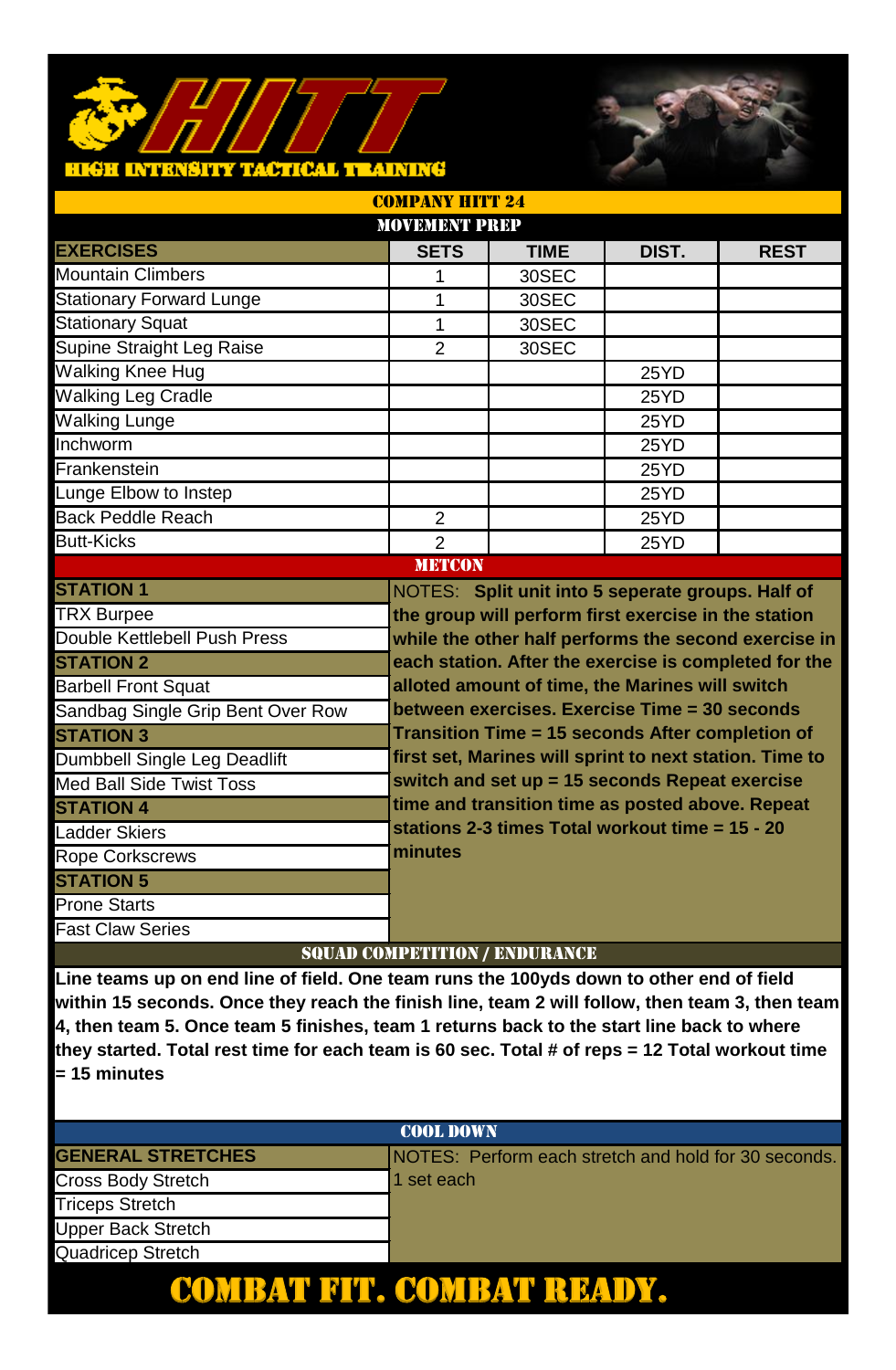# HITT

HIGH INTENSITY TACTICAL TRAINING

## COMPANY HITT 24

### MOVEMENT PREP

| EXERCISES | SETS | TIME | DIST. | REST |
|---|---|---|---|---|
| Mountain Climbers | 1 | 30SEC | | |
| Stationary Forward Lunge | 1 | 30SEC | | |
| Stationary Squat | 1 | 30SEC | | |
| Supine Straight Leg Raise | 2 | 30SEC | | |
| Walking Knee Hug | | | 25YD | |
| Walking Leg Cradle | | | 25YD | |
| Walking Lunge | | | 25YD | |
| Inchworm | | | 25YD | |
| Frankenstein | | | 25YD | |
| Lunge Elbow to Instep | | | 25YD | |
| Back Peddle Reach | 2 | | 25YD | |
| Butt-Kicks | 2 | | 25YD | |

### METCON

| | |
|---|---|
| **STATION 1** | NOTES: **Split unit into 5 seperate groups. Half of the group will perform first exercise in the station while the other half performs the second exercise in each station. After the exercise is completed for the alloted amount of time, the Marines will switch between exercises. Exercise Time = 30 seconds Transition Time = 15 seconds After completion of first set, Marines will sprint to next station. Time to switch and set up = 15 seconds Repeat exercise time and transition time as posted above. Repeat stations 2-3 times Total workout time = 15 - 20 minutes** |
| TRX Burpee | |
| Double Kettlebell Push Press | |
| **STATION 2** | |
| Barbell Front Squat | |
| Sandbag Single Grip Bent Over Row | |
| **STATION 3** | |
| Dumbbell Single Leg Deadlift | |
| Med Ball Side Twist Toss | |
| **STATION 4** | |
| Ladder Skiers | |
| Rope Corkscrews | |
| **STATION 5** | |
| Prone Starts | |
| Fast Claw Series | |

### SQUAD COMPETITION / ENDURANCE

**Line teams up on end line of field. One team runs the 100yds down to other end of field within 15 seconds. Once they reach the finish line, team 2 will follow, then team 3, then team 4, then team 5. Once team 5 finishes, team 1 returns back to the start line back to where they started. Total rest time for each team is 60 sec. Total # of reps = 12 Total workout time = 15 minutes**

### COOL DOWN

| GENERAL STRETCHES | NOTES: Perform each stretch and hold for 30 seconds. 1 set each |
|---|---|
| Cross Body Stretch | |
| Triceps Stretch | |
| Upper Back Stretch | |
| Quadricep Stretch | |

**COMBAT FIT. COMBAT READY.**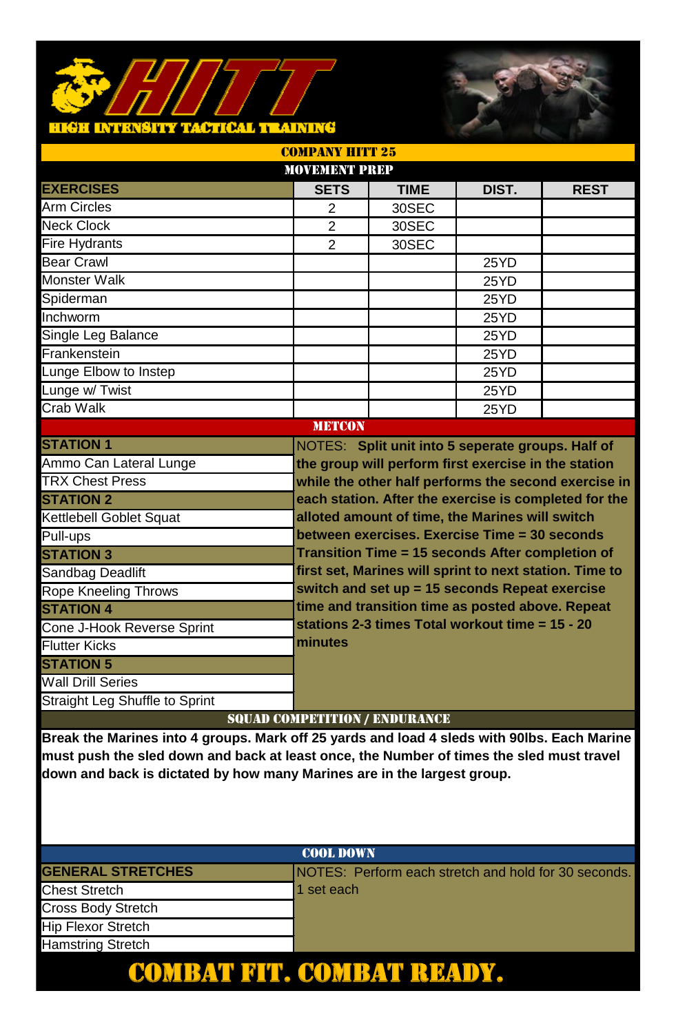# HITT

HIGH INTENSITY TACTICAL TRAINING

## COMPANY HITT 25

### MOVEMENT PREP

| EXERCISES | SETS | TIME | DIST. | REST |
|---|---|---|---|---|
| Arm Circles | 2 | 30SEC | | |
| Neck Clock | 2 | 30SEC | | |
| Fire Hydrants | 2 | 30SEC | | |
| Bear Crawl | | | 25YD | |
| Monster Walk | | | 25YD | |
| Spiderman | | | 25YD | |
| Inchworm | | | 25YD | |
| Single Leg Balance | | | 25YD | |
| Frankenstein | | | 25YD | |
| Lunge Elbow to Instep | | | 25YD | |
| Lunge w/ Twist | | | 25YD | |
| Crab Walk | | | 25YD | |

### METCON

**STATION 1**
- Ammo Can Lateral Lunge
- TRX Chest Press

**STATION 2**
- Kettlebell Goblet Squat
- Pull-ups

**STATION 3**
- Sandbag Deadlift
- Rope Kneeling Throws

**STATION 4**
- Cone J-Hook Reverse Sprint
- Flutter Kicks

**STATION 5**
- Wall Drill Series
- Straight Leg Shuffle to Sprint

NOTES: **Split unit into 5 seperate groups. Half of the group will perform first exercise in the station while the other half performs the second exercise in each station. After the exercise is completed for the alloted amount of time, the Marines will switch between exercises. Exercise Time = 30 seconds Transition Time = 15 seconds After completion of first set, Marines will sprint to next station. Time to switch and set up = 15 seconds Repeat exercise time and transition time as posted above. Repeat stations 2-3 times Total workout time = 15 - 20 minutes**

### SQUAD COMPETITION / ENDURANCE

**Break the Marines into 4 groups. Mark off 25 yards and load 4 sleds with 90lbs. Each Marine must push the sled down and back at least once, the Number of times the sled must travel down and back is dictated by how many Marines are in the largest group.**

### COOL DOWN

**GENERAL STRETCHES**
- Chest Stretch
- Cross Body Stretch
- Hip Flexor Stretch
- Hamstring Stretch

NOTES: Perform each stretch and hold for 30 seconds. 1 set each

**COMBAT FIT. COMBAT READY.**